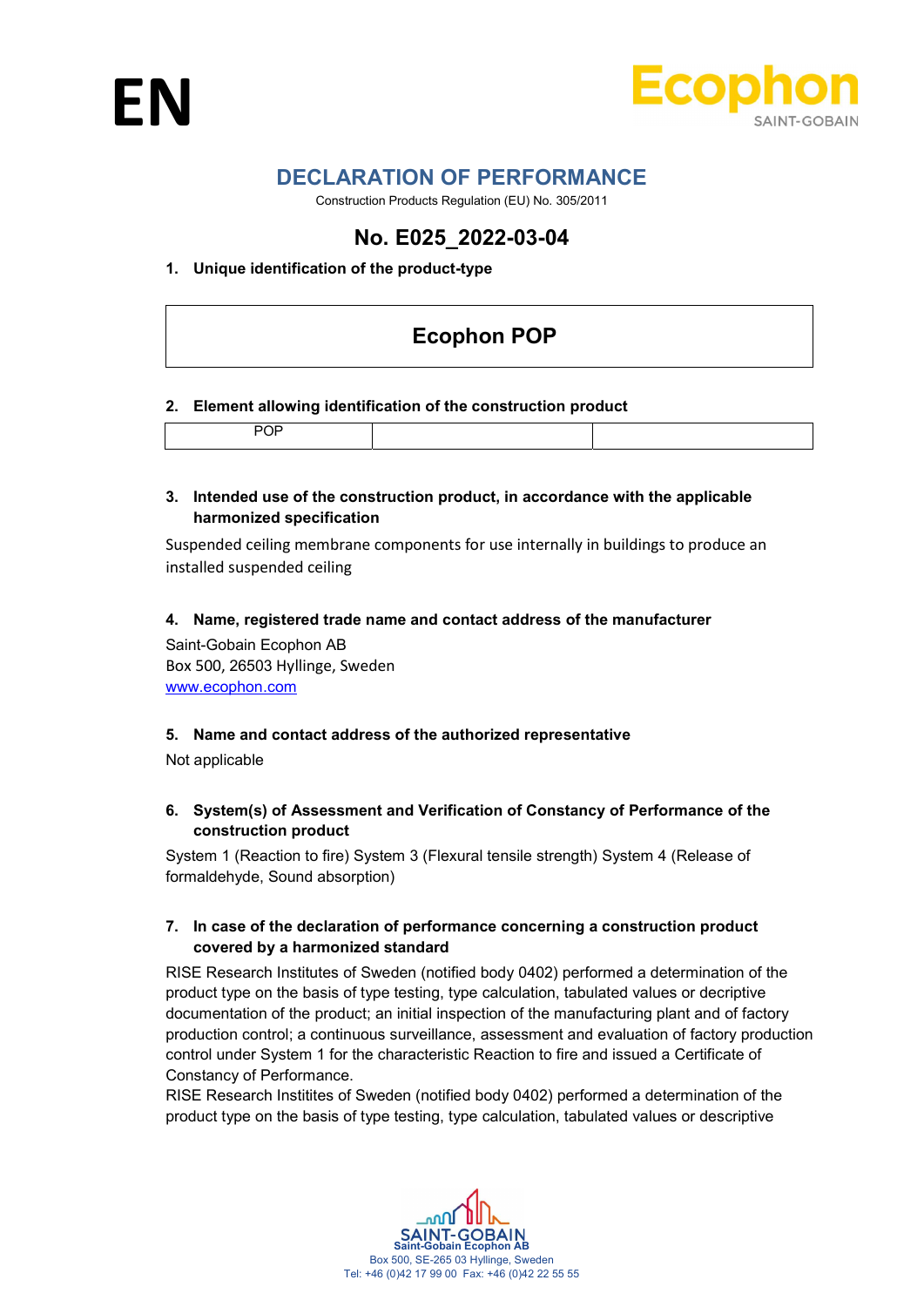EN

# DECLARATION OF PERFORMANCE

Construction Products Regulation (EU) No. 305/2011

## No. E025_2022-03-04

**1. Unique identification of the product-type**

| Ecophon POP |
|---|

**2. Element allowing identification of the construction product**

| POP | | |
|---|---|---|

**3. Intended use of the construction product, in accordance with the applicable harmonized specification**

Suspended ceiling membrane components for use internally in buildings to produce an installed suspended ceiling

**4. Name, registered trade name and contact address of the manufacturer**

Saint-Gobain Ecophon AB
Box 500, 26503 Hyllinge, Sweden
www.ecophon.com

**5. Name and contact address of the authorized representative**

Not applicable

**6. System(s) of Assessment and Verification of Constancy of Performance of the construction product**

System 1 (Reaction to fire) System 3 (Flexural tensile strength) System 4 (Release of formaldehyde, Sound absorption)

**7. In case of the declaration of performance concerning a construction product covered by a harmonized standard**

RISE Research Institutes of Sweden (notified body 0402) performed a determination of the product type on the basis of type testing, type calculation, tabulated values or decriptive documentation of the product; an initial inspection of the manufacturing plant and of factory production control; a continuous surveillance, assessment and evaluation of factory production control under System 1 for the characteristic Reaction to fire and issued a Certificate of Constancy of Performance.
RISE Research Institites of Sweden (notified body 0402) performed a determination of the product type on the basis of type testing, type calculation, tabulated values or descriptive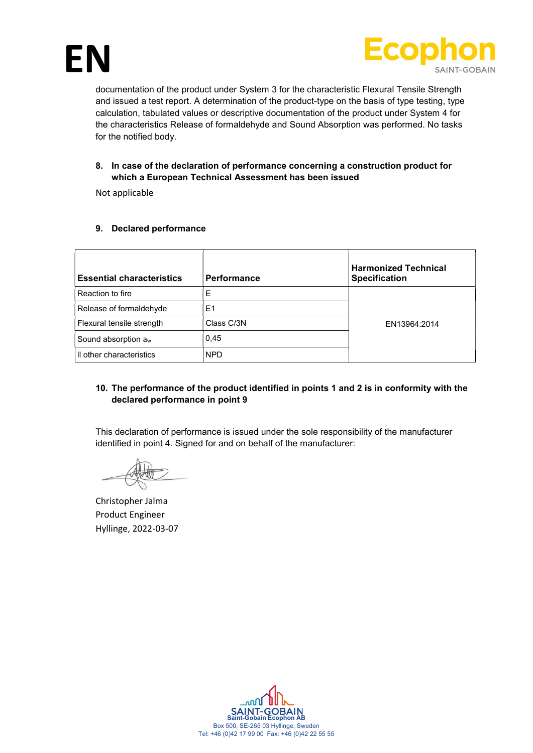documentation of the product under System 3 for the characteristic Flexural Tensile Strength and issued a test report. A determination of the product-type on the basis of type testing, type calculation, tabulated values or descriptive documentation of the product under System 4 for the characteristics Release of formaldehyde and Sound Absorption was performed. No tasks for the notified body.

**8. In case of the declaration of performance concerning a construction product for which a European Technical Assessment has been issued**

Not applicable

**9. Declared performance**

| Essential characteristics | Performance | Harmonized Technical Specification |
|---|---|---|
| Reaction to fire | E | EN13964:2014 |
| Release of formaldehyde | E1 | |
| Flexural tensile strength | Class C/3N | |
| Sound absorption $a_w$ | 0,45 | |
| ll other characteristics | NPD | |

**10. The performance of the product identified in points 1 and 2 is in conformity with the declared performance in point 9**

This declaration of performance is issued under the sole responsibility of the manufacturer identified in point 4. Signed for and on behalf of the manufacturer:

Christopher Jalma
Product Engineer
Hyllinge, 2022-03-07

Saint-Gobain Ecophon AB
Box 500, SE-265 03 Hyllinge, Sweden
Tel: +46 (0)42 17 99 00 Fax: +46 (0)42 22 55 55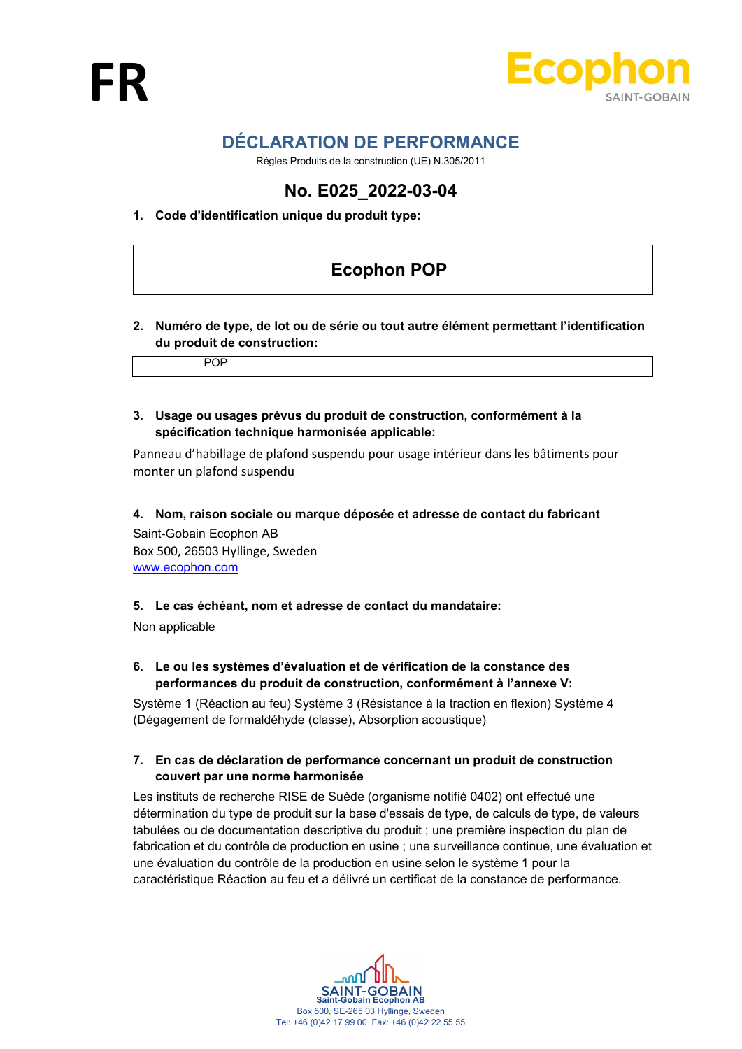FR

# DÉCLARATION DE PERFORMANCE

Régles Produits de la construction (UE) N.305/2011

## No. E025_2022-03-04

**1. Code d'identification unique du produit type:**

| Ecophon POP |
|---|

**2. Numéro de type, de lot ou de série ou tout autre élément permettant l'identification du produit de construction:**

| POP | | |
|---|---|---|

**3. Usage ou usages prévus du produit de construction, conformément à la spécification technique harmonisée applicable:**

Panneau d'habillage de plafond suspendu pour usage intérieur dans les bâtiments pour monter un plafond suspendu

**4. Nom, raison sociale ou marque déposée et adresse de contact du fabricant**

Saint-Gobain Ecophon AB
Box 500, 26503 Hyllinge, Sweden
www.ecophon.com

**5. Le cas échéant, nom et adresse de contact du mandataire:**

Non applicable

**6. Le ou les systèmes d'évaluation et de vérification de la constance des performances du produit de construction, conformément à l'annexe V:**

Système 1 (Réaction au feu) Système 3 (Résistance à la traction en flexion) Système 4 (Dégagement de formaldéhyde (classe), Absorption acoustique)

**7. En cas de déclaration de performance concernant un produit de construction couvert par une norme harmonisée**

Les instituts de recherche RISE de Suède (organisme notifié 0402) ont effectué une détermination du type de produit sur la base d'essais de type, de calculs de type, de valeurs tabulées ou de documentation descriptive du produit ; une première inspection du plan de fabrication et du contrôle de production en usine ; une surveillance continue, une évaluation et une évaluation du contrôle de la production en usine selon le système 1 pour la caractéristique Réaction au feu et a délivré un certificat de la constance de performance.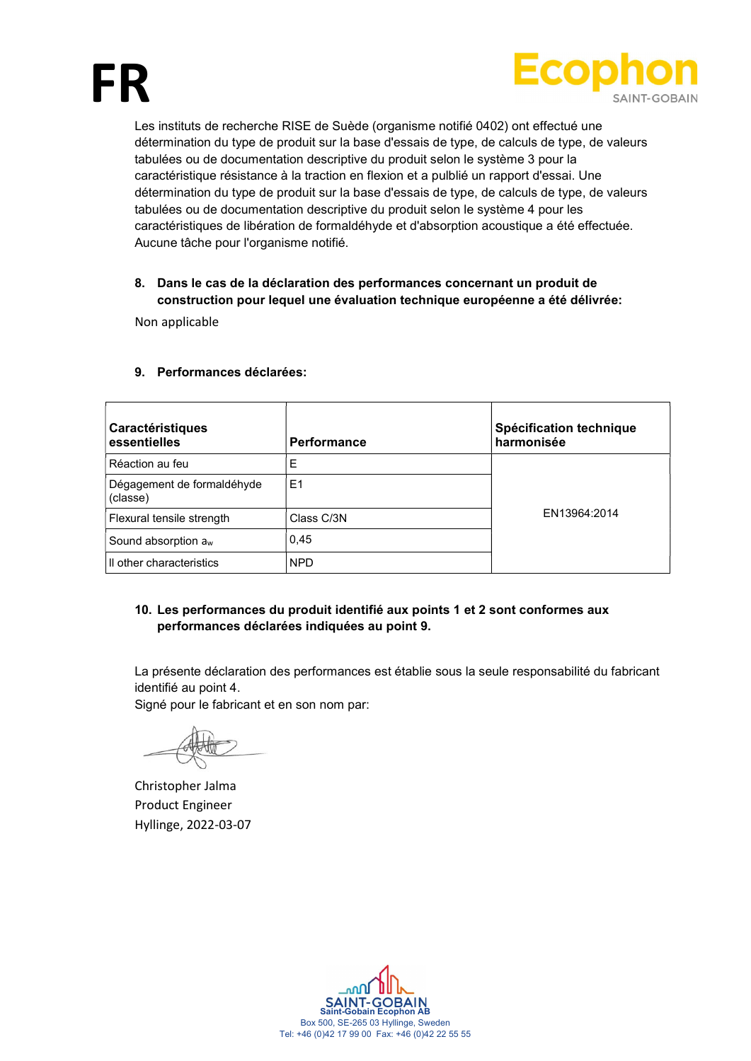# FR

Les instituts de recherche RISE de Suède (organisme notifié 0402) ont effectué une détermination du type de produit sur la base d'essais de type, de calculs de type, de valeurs tabulées ou de documentation descriptive du produit selon le système 3 pour la caractéristique résistance à la traction en flexion et a pulblié un rapport d'essai. Une détermination du type de produit sur la base d'essais de type, de calculs de type, de valeurs tabulées ou de documentation descriptive du produit selon le système 4 pour les caractéristiques de libération de formaldéhyde et d'absorption acoustique a été effectuée. Aucune tâche pour l'organisme notifié.

**8. Dans le cas de la déclaration des performances concernant un produit de construction pour lequel une évaluation technique européenne a été délivrée:**

Non applicable

**9. Performances déclarées:**

| Caractéristiques essentielles | Performance | Spécification technique harmonisée |
|---|---|---|
| Réaction au feu | E | EN13964:2014 |
| Dégagement de formaldéhyde (classe) | E1 | |
| Flexural tensile strength | Class C/3N | |
| Sound absorption $a_w$ | 0,45 | |
| ll other characteristics | NPD | |

**10. Les performances du produit identifié aux points 1 et 2 sont conformes aux performances déclarées indiquées au point 9.**

La présente déclaration des performances est établie sous la seule responsabilité du fabricant identifié au point 4.
Signé pour le fabricant et en son nom par:

Christopher Jalma
Product Engineer
Hyllinge, 2022-03-07

Saint-Gobain Ecophon AB
Box 500, SE-265 03 Hyllinge, Sweden
Tel: +46 (0)42 17 99 00 Fax: +46 (0)42 22 55 55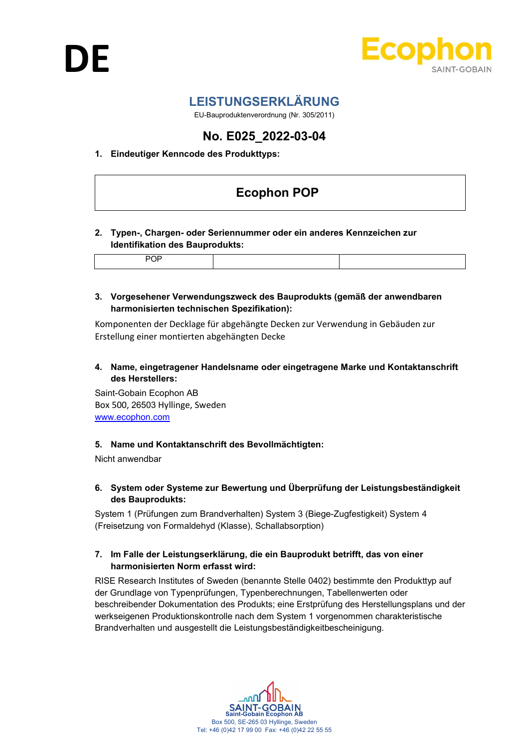DE

# LEISTUNGSERKLÄRUNG

EU-Bauproduktenverordnung (Nr. 305/2011)

## No. E025_2022-03-04

**1. Eindeutiger Kenncode des Produkttyps:**

| Ecophon POP |
|---|

**2. Typen-, Chargen- oder Seriennummer oder ein anderes Kennzeichen zur Identifikation des Bauprodukts:**

| POP | | |
|---|---|---|

**3. Vorgesehener Verwendungszweck des Bauprodukts (gemäß der anwendbaren harmonisierten technischen Spezifikation):**

Komponenten der Decklage für abgehängte Decken zur Verwendung in Gebäuden zur Erstellung einer montierten abgehängten Decke

**4. Name, eingetragener Handelsname oder eingetragene Marke und Kontaktanschrift des Herstellers:**

Saint-Gobain Ecophon AB
Box 500, 26503 Hyllinge, Sweden
www.ecophon.com

**5. Name und Kontaktanschrift des Bevollmächtigten:**

Nicht anwendbar

**6. System oder Systeme zur Bewertung und Überprüfung der Leistungsbeständigkeit des Bauprodukts:**

System 1 (Prüfungen zum Brandverhalten) System 3 (Biege-Zugfestigkeit) System 4 (Freisetzung von Formaldehyd (Klasse), Schallabsorption)

**7. Im Falle der Leistungserklärung, die ein Bauprodukt betrifft, das von einer harmonisierten Norm erfasst wird:**

RISE Research Institutes of Sweden (benannte Stelle 0402) bestimmte den Produkttyp auf der Grundlage von Typenprüfungen, Typenberechnungen, Tabellenwerten oder beschreibender Dokumentation des Produkts; eine Erstprüfung des Herstellungsplans und der werkseigenen Produktionskontrolle nach dem System 1 vorgenommen charakteristische Brandverhalten und ausgestellt die Leistungsbeständigkeitbescheinigung.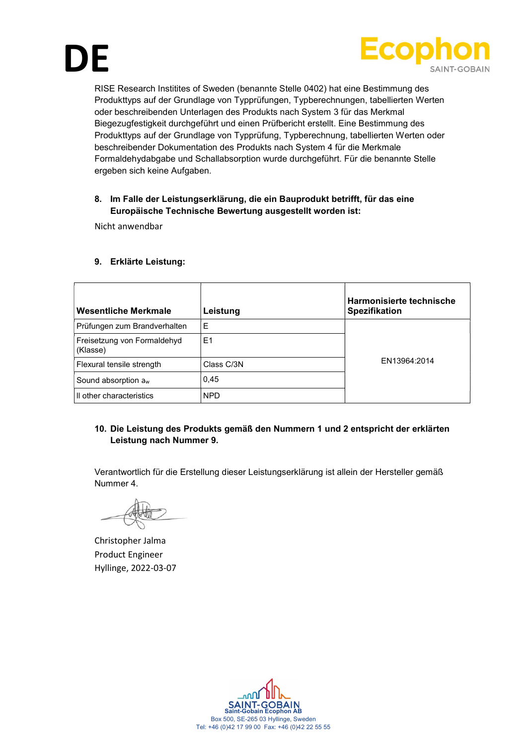# DE

RISE Research Institites of Sweden (benannte Stelle 0402) hat eine Bestimmung des Produkttyps auf der Grundlage von Typprüfungen, Typberechnungen, tabellierten Werten oder beschreibenden Unterlagen des Produkts nach System 3 für das Merkmal Biegezugfestigkeit durchgeführt und einen Prüfbericht erstellt. Eine Bestimmung des Produkttyps auf der Grundlage von Typprüfung, Typberechnung, tabellierten Werten oder beschreibender Dokumentation des Produkts nach System 4 für die Merkmale Formaldehydabgabe und Schallabsorption wurde durchgeführt. Für die benannte Stelle ergeben sich keine Aufgaben.

**8. Im Falle der Leistungserklärung, die ein Bauprodukt betrifft, für das eine Europäische Technische Bewertung ausgestellt worden ist:**

Nicht anwendbar

**9. Erklärte Leistung:**

| Wesentliche Merkmale | Leistung | Harmonisierte technische Spezifikation |
|---|---|---|
| Prüfungen zum Brandverhalten | E | EN13964:2014 |
| Freisetzung von Formaldehyd (Klasse) | E1 | |
| Flexural tensile strength | Class C/3N | |
| Sound absorption $a_w$ | 0,45 | |
| ll other characteristics | NPD | |

**10. Die Leistung des Produkts gemäß den Nummern 1 und 2 entspricht der erklärten Leistung nach Nummer 9.**

Verantwortlich für die Erstellung dieser Leistungserklärung ist allein der Hersteller gemäß Nummer 4.

Christopher Jalma
Product Engineer
Hyllinge, 2022-03-07

Saint-Gobain Ecophon AB
Box 500, SE-265 03 Hyllinge, Sweden
Tel: +46 (0)42 17 99 00 Fax: +46 (0)42 22 55 55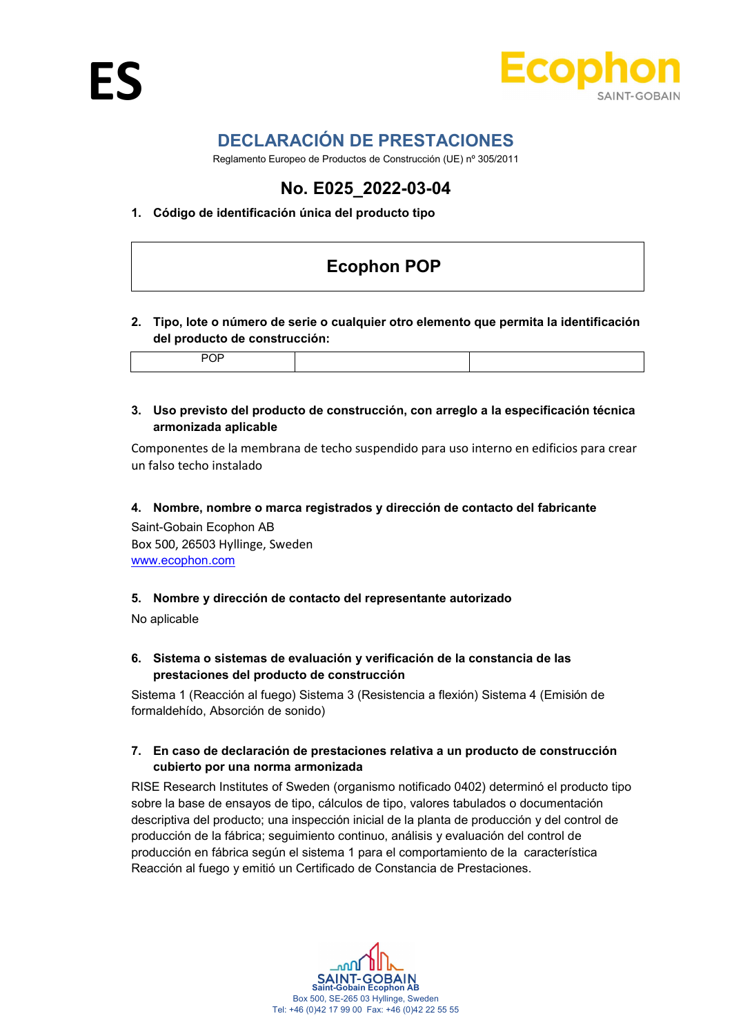ES

Ecophon
SAINT-GOBAIN

# DECLARACIÓN DE PRESTACIONES

Reglamento Europeo de Productos de Construcción (UE) nº 305/2011

## No. E025_2022-03-04

**1. Código de identificación única del producto tipo**

| Ecophon POP |
|---|

**2. Tipo, lote o número de serie o cualquier otro elemento que permita la identificación del producto de construcción:**

| POP | | |
|---|---|---|

**3. Uso previsto del producto de construcción, con arreglo a la especificación técnica armonizada aplicable**

Componentes de la membrana de techo suspendido para uso interno en edificios para crear un falso techo instalado

**4. Nombre, nombre o marca registrados y dirección de contacto del fabricante**

Saint-Gobain Ecophon AB
Box 500, 26503 Hyllinge, Sweden
www.ecophon.com

**5. Nombre y dirección de contacto del representante autorizado**

No aplicable

**6. Sistema o sistemas de evaluación y verificación de la constancia de las prestaciones del producto de construcción**

Sistema 1 (Reacción al fuego) Sistema 3 (Resistencia a flexión) Sistema 4 (Emisión de formaldehído, Absorción de sonido)

**7. En caso de declaración de prestaciones relativa a un producto de construcción cubierto por una norma armonizada**

RISE Research Institutes of Sweden (organismo notificado 0402) determinó el producto tipo sobre la base de ensayos de tipo, cálculos de tipo, valores tabulados o documentación descriptiva del producto; una inspección inicial de la planta de producción y del control de producción de la fábrica; seguimiento continuo, análisis y evaluación del control de producción en fábrica según el sistema 1 para el comportamiento de la característica Reacción al fuego y emitió un Certificado de Constancia de Prestaciones.

SAINT-GOBAIN
Saint-Gobain Ecophon AB
Box 500, SE-265 03 Hyllinge, Sweden
Tel: +46 (0)42 17 99 00 Fax: +46 (0)42 22 55 55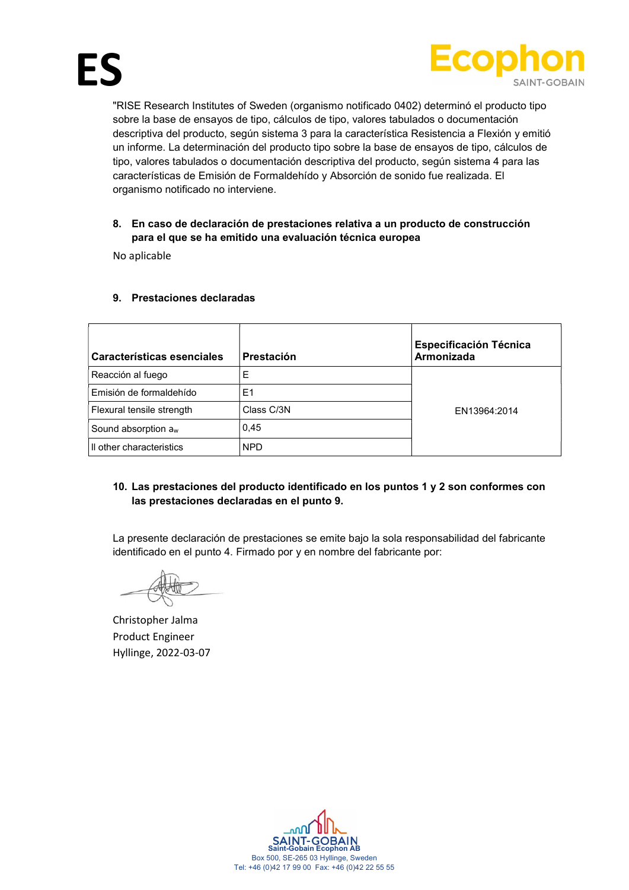# ES

"RISE Research Institutes of Sweden (organismo notificado 0402) determinó el producto tipo sobre la base de ensayos de tipo, cálculos de tipo, valores tabulados o documentación descriptiva del producto, según sistema 3 para la característica Resistencia a Flexión y emitió un informe. La determinación del producto tipo sobre la base de ensayos de tipo, cálculos de tipo, valores tabulados o documentación descriptiva del producto, según sistema 4 para las características de Emisión de Formaldehído y Absorción de sonido fue realizada. El organismo notificado no interviene.

**8. En caso de declaración de prestaciones relativa a un producto de construcción para el que se ha emitido una evaluación técnica europea**

No aplicable

**9. Prestaciones declaradas**

| Características esenciales | Prestación | Especificación Técnica Armonizada |
|---|---|---|
| Reacción al fuego | E | EN13964:2014 |
| Emisión de formaldehído | E1 | |
| Flexural tensile strength | Class C/3N | |
| Sound absorption $a_w$ | 0,45 | |
| ll other characteristics | NPD | |

**10. Las prestaciones del producto identificado en los puntos 1 y 2 son conformes con las prestaciones declaradas en el punto 9.**

La presente declaración de prestaciones se emite bajo la sola responsabilidad del fabricante identificado en el punto 4. Firmado por y en nombre del fabricante por:

Christopher Jalma
Product Engineer
Hyllinge, 2022-03-07

Saint-Gobain Ecophon AB
Box 500, SE-265 03 Hyllinge, Sweden
Tel: +46 (0)42 17 99 00 Fax: +46 (0)42 22 55 55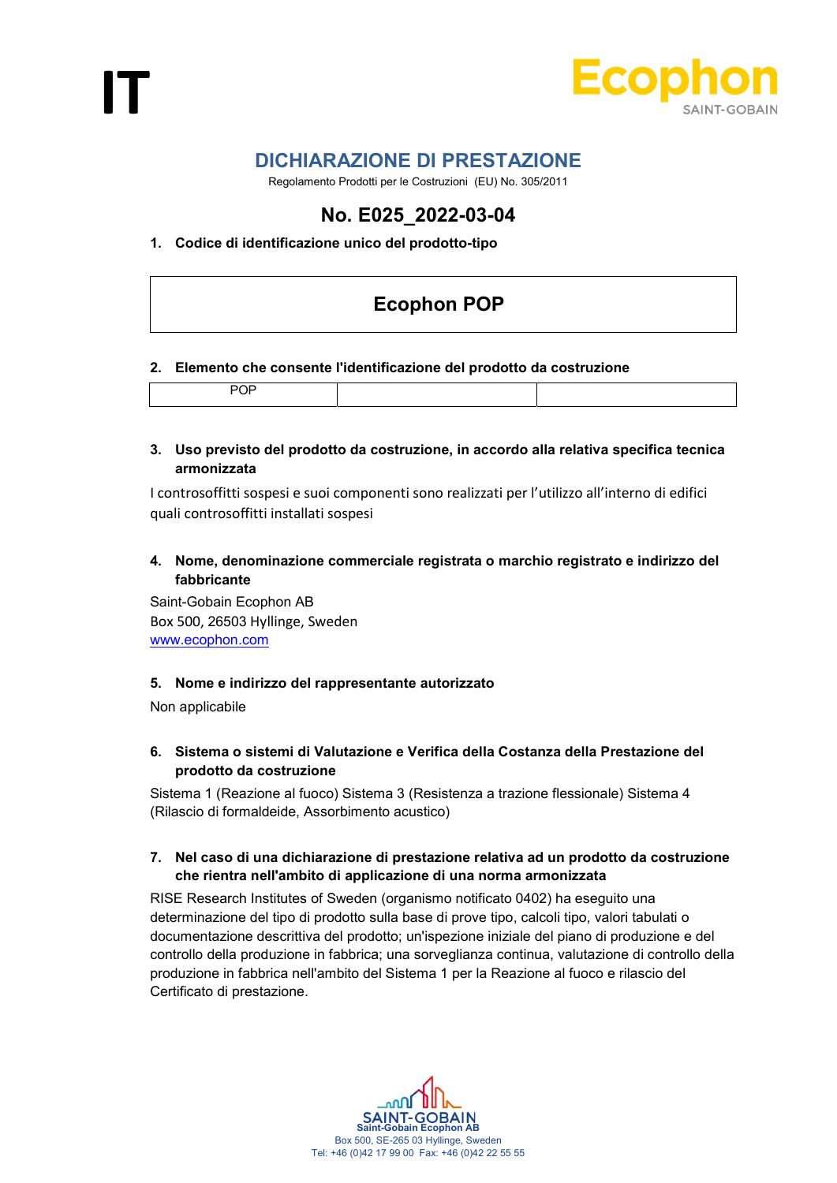IT

Ecophon
SAINT-GOBAIN

# DICHIARAZIONE DI PRESTAZIONE

Regolamento Prodotti per le Costruzioni (EU) No. 305/2011

## No. E025_2022-03-04

### 1. Codice di identificazione unico del prodotto-tipo

| Ecophon POP |
|---|

### 2. Elemento che consente l'identificazione del prodotto da costruzione

| POP | | |
|---|---|---|

### 3. Uso previsto del prodotto da costruzione, in accordo alla relativa specifica tecnica armonizzata

I controsoffitti sospesi e suoi componenti sono realizzati per l'utilizzo all'interno di edifici quali controsoffitti installati sospesi

### 4. Nome, denominazione commerciale registrata o marchio registrato e indirizzo del fabbricante

Saint-Gobain Ecophon AB
Box 500, 26503 Hyllinge, Sweden
www.ecophon.com

### 5. Nome e indirizzo del rappresentante autorizzato

Non applicabile

### 6. Sistema o sistemi di Valutazione e Verifica della Costanza della Prestazione del prodotto da costruzione

Sistema 1 (Reazione al fuoco) Sistema 3 (Resistenza a trazione flessionale) Sistema 4 (Rilascio di formaldeide, Assorbimento acustico)

### 7. Nel caso di una dichiarazione di prestazione relativa ad un prodotto da costruzione che rientra nell'ambito di applicazione di una norma armonizzata

RISE Research Institutes of Sweden (organismo notificato 0402) ha eseguito una determinazione del tipo di prodotto sulla base di prove tipo, calcoli tipo, valori tabulati o documentazione descrittiva del prodotto; un'ispezione iniziale del piano di produzione e del controllo della produzione in fabbrica; una sorveglianza continua, valutazione di controllo della produzione in fabbrica nell'ambito del Sistema 1 per la Reazione al fuoco e rilascio del Certificato di prestazione.

SAINT-GOBAIN
Saint-Gobain Ecophon AB
Box 500, SE-265 03 Hyllinge, Sweden
Tel: +46 (0)42 17 99 00 Fax: +46 (0)42 22 55 55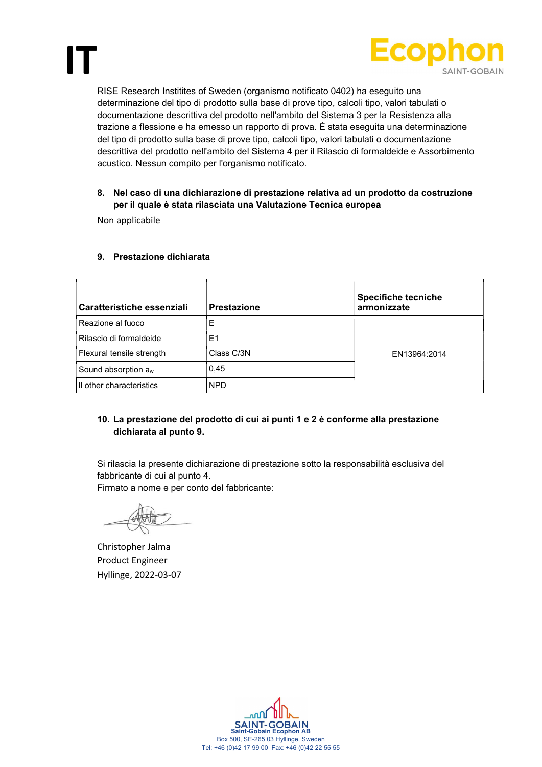# IT

RISE Research Institites of Sweden (organismo notificato 0402) ha eseguito una determinazione del tipo di prodotto sulla base di prove tipo, calcoli tipo, valori tabulati o documentazione descrittiva del prodotto nell'ambito del Sistema 3 per la Resistenza alla trazione a flessione e ha emesso un rapporto di prova. È stata eseguita una determinazione del tipo di prodotto sulla base di prove tipo, calcoli tipo, valori tabulati o documentazione descrittiva del prodotto nell'ambito del Sistema 4 per il Rilascio di formaldeide e Assorbimento acustico. Nessun compito per l'organismo notificato.

**8. Nel caso di una dichiarazione di prestazione relativa ad un prodotto da costruzione per il quale è stata rilasciata una Valutazione Tecnica europea**

Non applicabile

**9. Prestazione dichiarata**

| Caratteristiche essenziali | Prestazione | Specifiche tecniche armonizzate |
|---|---|---|
| Reazione al fuoco | E | EN13964:2014 |
| Rilascio di formaldeide | E1 | |
| Flexural tensile strength | Class C/3N | |
| Sound absorption $a_w$ | 0,45 | |
| ll other characteristics | NPD | |

**10. La prestazione del prodotto di cui ai punti 1 e 2 è conforme alla prestazione dichiarata al punto 9.**

Si rilascia la presente dichiarazione di prestazione sotto la responsabilità esclusiva del fabbricante di cui al punto 4.
Firmato a nome e per conto del fabbricante:

Christopher Jalma
Product Engineer
Hyllinge, 2022-03-07

Saint-Gobain Ecophon AB
Box 500, SE-265 03 Hyllinge, Sweden
Tel: +46 (0)42 17 99 00 Fax: +46 (0)42 22 55 55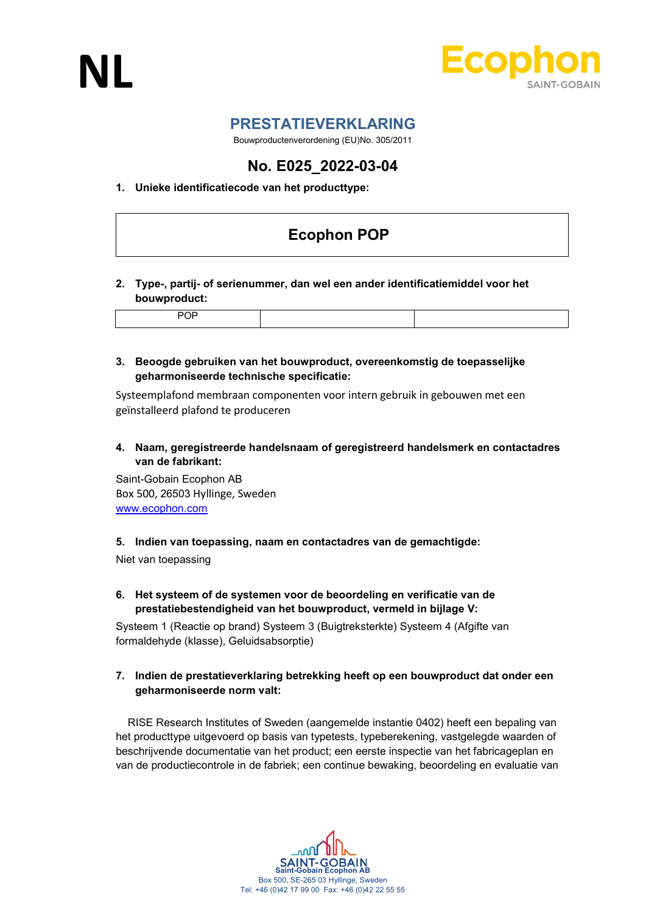NL

# PRESTATIEVERKLARING

Bouwproductenverordening (EU)No. 305/2011

## No. E025_2022-03-04

**1. Unieke identificatiecode van het producttype:**

| Ecophon POP |
|---|

**2. Type-, partij- of serienummer, dan wel een ander identificatiemiddel voor het bouwproduct:**

| POP | | |
|---|---|---|

**3. Beoogde gebruiken van het bouwproduct, overeenkomstig de toepasselijke geharmoniseerde technische specificatie:**

Systeemplafond membraan componenten voor intern gebruik in gebouwen met een geïnstalleerd plafond te produceren

**4. Naam, geregistreerde handelsnaam of geregistreerd handelsmerk en contactadres van de fabrikant:**

Saint-Gobain Ecophon AB
Box 500, 26503 Hyllinge, Sweden
www.ecophon.com

**5. Indien van toepassing, naam en contactadres van de gemachtigde:**

Niet van toepassing

**6. Het systeem of de systemen voor de beoordeling en verificatie van de prestatiebestendigheid van het bouwproduct, vermeld in bijlage V:**

Systeem 1 (Reactie op brand) Systeem 3 (Buigtreksterkte) Systeem 4 (Afgifte van formaldehyde (klasse), Geluidsabsorptie)

**7. Indien de prestatieverklaring betrekking heeft op een bouwproduct dat onder een geharmoniseerde norm valt:**

RISE Research Institutes of Sweden (aangemelde instantie 0402) heeft een bepaling van het producttype uitgevoerd op basis van typetests, typeberekening, vastgelegde waarden of beschrijvende documentatie van het product; een eerste inspectie van het fabricageplan en van de productiecontrole in de fabriek; een continue bewaking, beoordeling en evaluatie van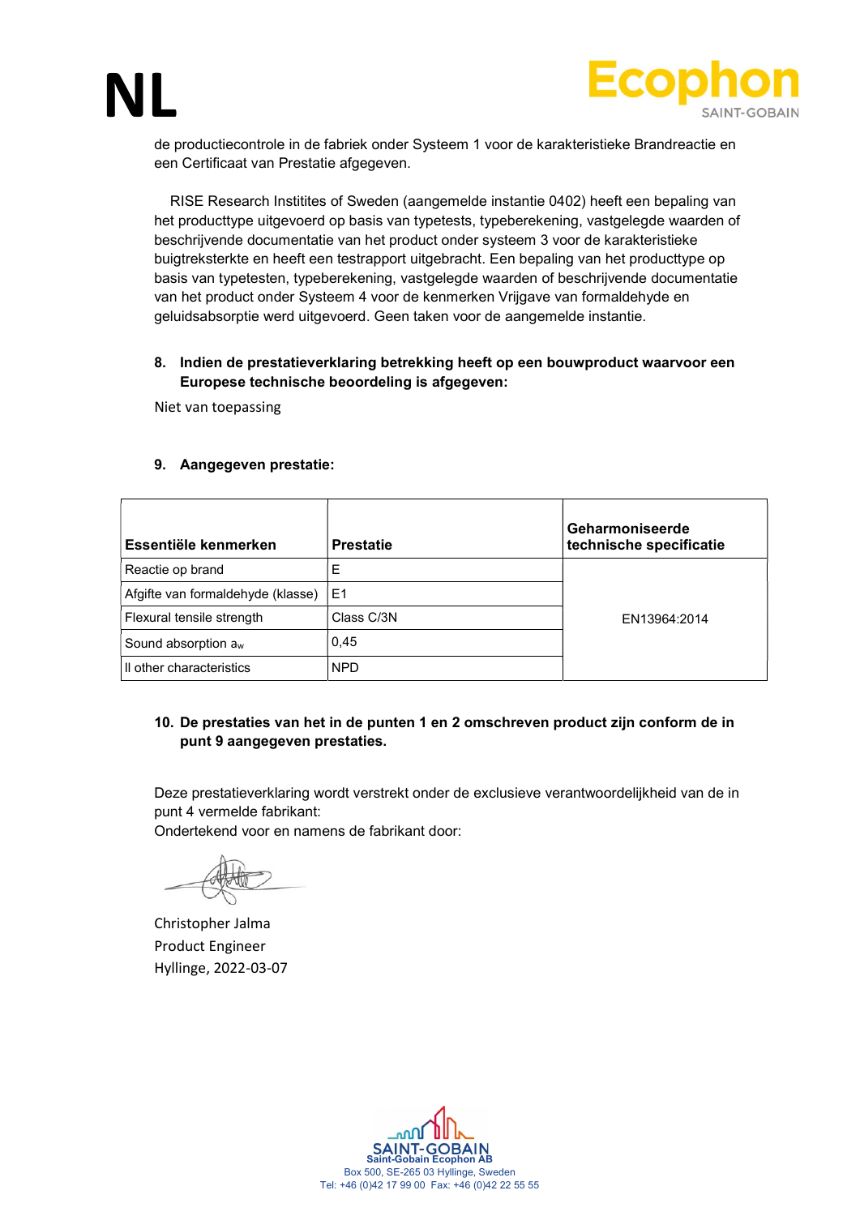de productiecontrole in de fabriek onder Systeem 1 voor de karakteristieke Brandreactie en een Certificaat van Prestatie afgegeven.

RISE Research Institites of Sweden (aangemelde instantie 0402) heeft een bepaling van het producttype uitgevoerd op basis van typetests, typeberekening, vastgelegde waarden of beschrijvende documentatie van het product onder systeem 3 voor de karakteristieke buigtreksterkte en heeft een testrapport uitgebracht. Een bepaling van het producttype op basis van typetesten, typeberekening, vastgelegde waarden of beschrijvende documentatie van het product onder Systeem 4 voor de kenmerken Vrijgave van formaldehyde en geluidsabsorptie werd uitgevoerd. Geen taken voor de aangemelde instantie.

**8. Indien de prestatieverklaring betrekking heeft op een bouwproduct waarvoor een Europese technische beoordeling is afgegeven:**

Niet van toepassing

**9. Aangegeven prestatie:**

| Essentiële kenmerken | Prestatie | Geharmoniseerde technische specificatie |
|---|---|---|
| Reactie op brand | E | EN13964:2014 |
| Afgifte van formaldehyde (klasse) | E1 | |
| Flexural tensile strength | Class C/3N | |
| Sound absorption $a_w$ | 0,45 | |
| ll other characteristics | NPD | |

**10. De prestaties van het in de punten 1 en 2 omschreven product zijn conform de in punt 9 aangegeven prestaties.**

Deze prestatieverklaring wordt verstrekt onder de exclusieve verantwoordelijkheid van de in punt 4 vermelde fabrikant:
Ondertekend voor en namens de fabrikant door:

Christopher Jalma
Product Engineer
Hyllinge, 2022-03-07

Saint-Gobain Ecophon AB
Box 500, SE-265 03 Hyllinge, Sweden
Tel: +46 (0)42 17 99 00 Fax: +46 (0)42 22 55 55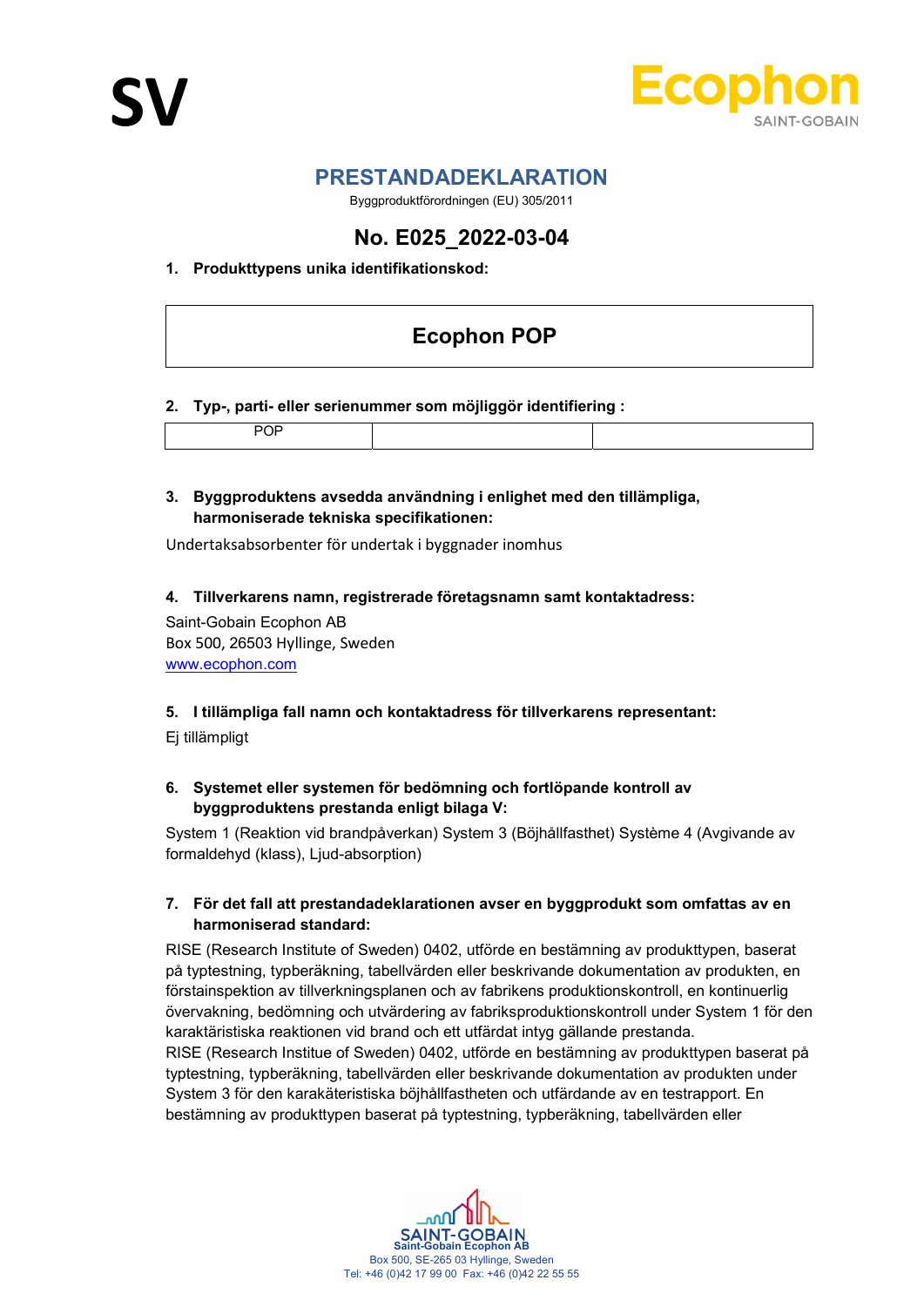SV

Ecophon
SAINT-GOBAIN

# PRESTANDADEKLARATION

Byggproduktförordningen (EU) 305/2011

## No. E025_2022-03-04

**1. Produkttypens unika identifikationskod:**

| Ecophon POP |
|---|

**2. Typ-, parti- eller serienummer som möjliggör identifiering :**

| POP | | |
|---|---|---|

**3. Byggproduktens avsedda användning i enlighet med den tillämpliga, harmoniserade tekniska specifikationen:**

Undertaksabsorbenter för undertak i byggnader inomhus

**4. Tillverkarens namn, registrerade företagsnamn samt kontaktadress:**

Saint-Gobain Ecophon AB
Box 500, 26503 Hyllinge, Sweden
www.ecophon.com

**5. I tillämpliga fall namn och kontaktadress för tillverkarens representant:**

Ej tillämpligt

**6. Systemet eller systemen för bedömning och fortlöpande kontroll av byggproduktens prestanda enligt bilaga V:**

System 1 (Reaktion vid brandpåverkan) System 3 (Böjhållfasthet) Système 4 (Avgivande av formaldehyd (klass), Ljud-absorption)

**7. För det fall att prestandadeklarationen avser en byggprodukt som omfattas av en harmoniserad standard:**

RISE (Research Institute of Sweden) 0402, utförde en bestämning av produkttypen, baserat på typtestning, typberäkning, tabellvärden eller beskrivande dokumentation av produkten, en förstainspektion av tillverkningsplanen och av fabrikens produktionskontroll, en kontinuerlig övervakning, bedömning och utvärdering av fabriksproduktionskontroll under System 1 för den karaktäristiska reaktionen vid brand och ett utfärdat intyg gällande prestanda.
RISE (Research Institue of Sweden) 0402, utförde en bestämning av produkttypen baserat på typtestning, typberäkning, tabellvärden eller beskrivande dokumentation av produkten under System 3 för den karakäteristiska böjhållfastheten och utfärdande av en testrapport. En bestämning av produkttypen baserat på typtestning, typberäkning, tabellvärden eller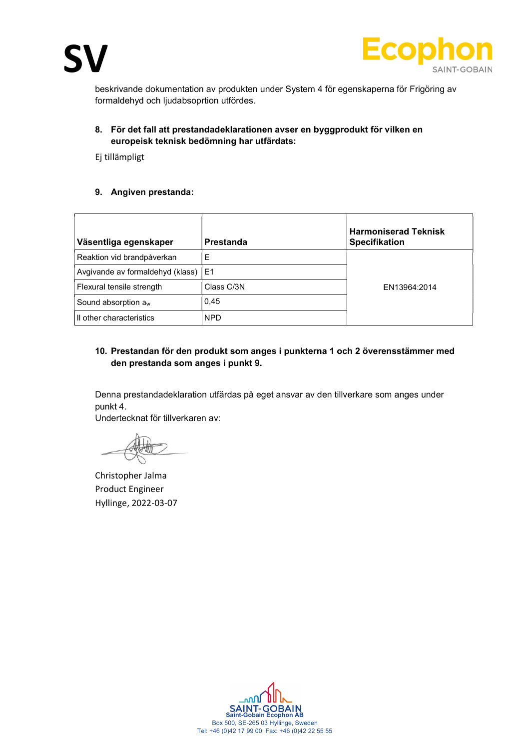beskrivande dokumentation av produkten under System 4 för egenskaperna för Frigöring av formaldehyd och ljudabsoprtion utfördes.

**8. För det fall att prestandadeklarationen avser en byggprodukt för vilken en europeisk teknisk bedömning har utfärdats:**

Ej tillämpligt

**9. Angiven prestanda:**

| Väsentliga egenskaper | Prestanda | Harmoniserad Teknisk Specifikation |
|---|---|---|
| Reaktion vid brandpåverkan | E | EN13964:2014 |
| Avgivande av formaldehyd (klass) | E1 | |
| Flexural tensile strength | Class C/3N | |
| Sound absorption $a_w$ | 0,45 | |
| ll other characteristics | NPD | |

**10. Prestandan för den produkt som anges i punkterna 1 och 2 överensstämmer med den prestanda som anges i punkt 9.**

Denna prestandadeklaration utfärdas på eget ansvar av den tillverkare som anges under punkt 4.
Undertecknat för tillverkaren av:

Christopher Jalma
Product Engineer
Hyllinge, 2022-03-07

Saint-Gobain Ecophon AB
Box 500, SE-265 03 Hyllinge, Sweden
Tel: +46 (0)42 17 99 00 Fax: +46 (0)42 22 55 55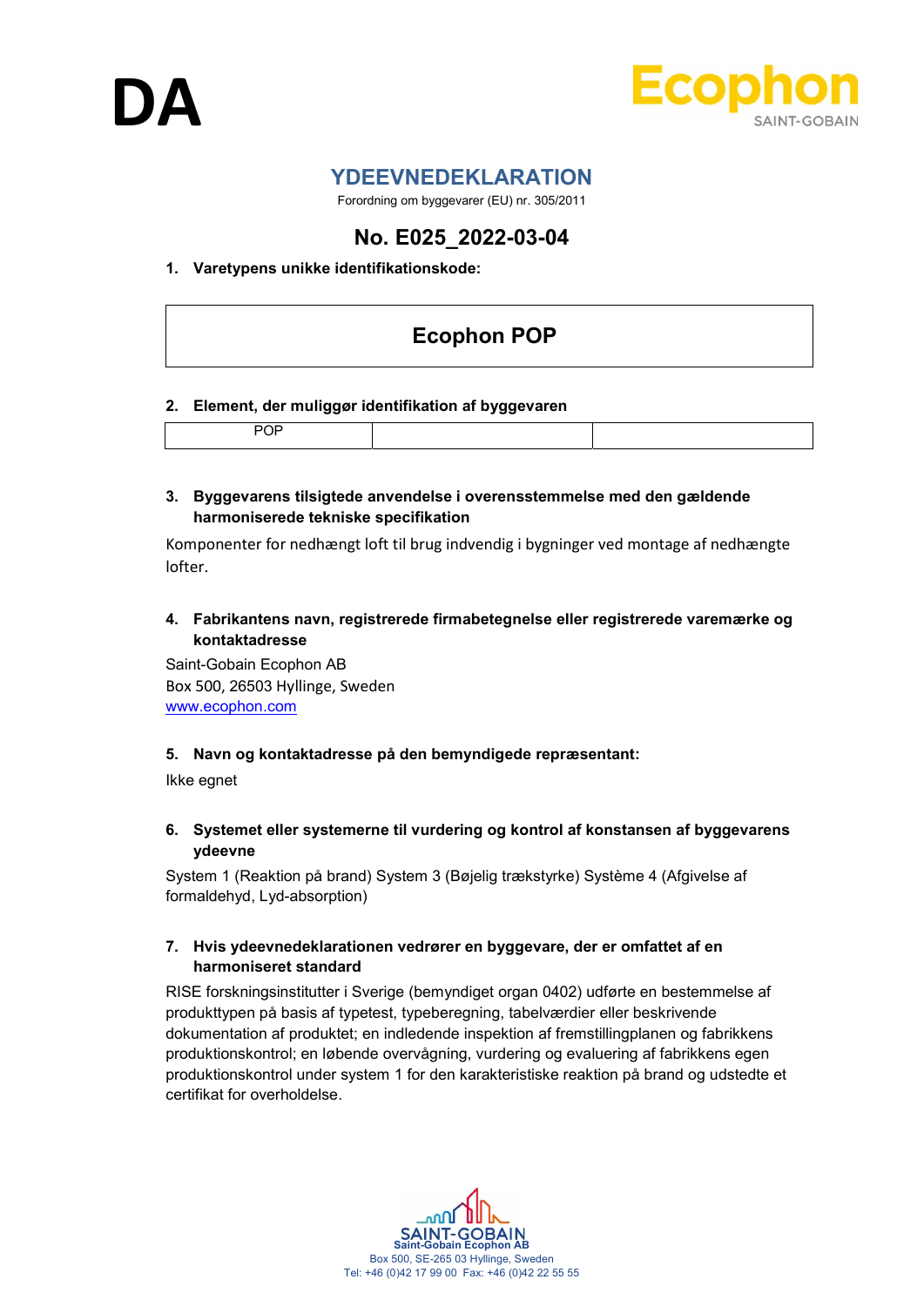DA

Ecophon
SAINT-GOBAIN

# YDEEVNEDEKLARATION

Forordning om byggevarer (EU) nr. 305/2011

## No. E025_2022-03-04

**1. Varetypens unikke identifikationskode:**

| Ecophon POP |
|---|

**2. Element, der muliggør identifikation af byggevaren**

| POP | | |
|---|---|---|

**3. Byggevarens tilsigtede anvendelse i overensstemmelse med den gældende harmoniserede tekniske specifikation**

Komponenter for nedhængt loft til brug indvendig i bygninger ved montage af nedhængte lofter.

**4. Fabrikantens navn, registrerede firmabetegnelse eller registrerede varemærke og kontaktadresse**

Saint-Gobain Ecophon AB
Box 500, 26503 Hyllinge, Sweden
www.ecophon.com

**5. Navn og kontaktadresse på den bemyndigede repræsentant:**

Ikke egnet

**6. Systemet eller systemerne til vurdering og kontrol af konstansen af byggevarens ydeevne**

System 1 (Reaktion på brand) System 3 (Bøjelig trækstyrke) Système 4 (Afgivelse af formaldehyd, Lyd-absorption)

**7. Hvis ydeevnedeklarationen vedrører en byggevare, der er omfattet af en harmoniseret standard**

RISE forskningsinstitutter i Sverige (bemyndiget organ 0402) udførte en bestemmelse af produkttypen på basis af typetest, typeberegning, tabelværdier eller beskrivende dokumentation af produktet; en indledende inspektion af fremstillingplanen og fabrikkens produktionskontrol; en løbende overvågning, vurdering og evaluering af fabrikkens egen produktionskontrol under system 1 for den karakteristiske reaktion på brand og udstedte et certifikat for overholdelse.

SAINT-GOBAIN
Saint-Gobain Ecophon AB
Box 500, SE-265 03 Hyllinge, Sweden
Tel: +46 (0)42 17 99 00 Fax: +46 (0)42 22 55 55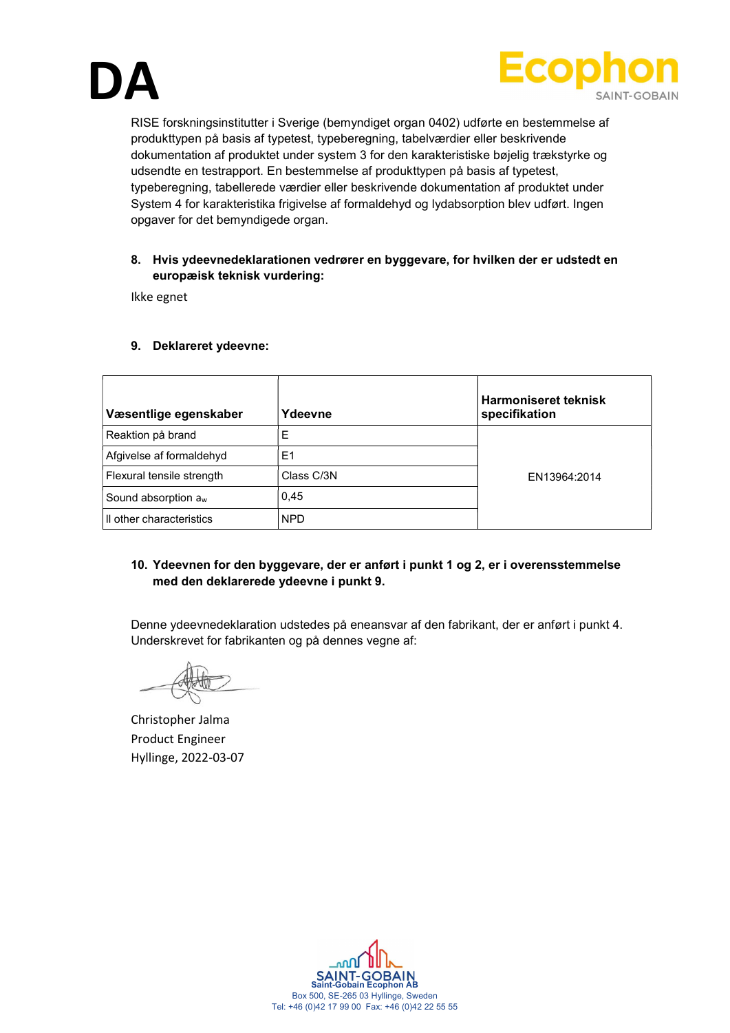# DA

RISE forskningsinstitutter i Sverige (bemyndiget organ 0402) udførte en bestemmelse af produkttypen på basis af typetest, typeberegning, tabelværdier eller beskrivende dokumentation af produktet under system 3 for den karakteristiske bøjelig trækstyrke og udsendte en testrapport. En bestemmelse af produkttypen på basis af typetest, typeberegning, tabellerede værdier eller beskrivende dokumentation af produktet under System 4 for karakteristika frigivelse af formaldehyd og lydabsorption blev udført. Ingen opgaver for det bemyndigede organ.

**8. Hvis ydeevnedeklarationen vedrører en byggevare, for hvilken der er udstedt en europæisk teknisk vurdering:**

Ikke egnet

**9. Deklareret ydeevne:**

| Væsentlige egenskaber | Ydeevne | Harmoniseret teknisk specifikation |
|---|---|---|
| Reaktion på brand | E | EN13964:2014 |
| Afgivelse af formaldehyd | E1 | |
| Flexural tensile strength | Class C/3N | |
| Sound absorption $a_w$ | 0,45 | |
| ll other characteristics | NPD | |

**10. Ydeevnen for den byggevare, der er anført i punkt 1 og 2, er i overensstemmelse med den deklarerede ydeevne i punkt 9.**

Denne ydeevnedeklaration udstedes på eneansvar af den fabrikant, der er anført i punkt 4. Underskrevet for fabrikanten og på dennes vegne af:

Christopher Jalma
Product Engineer
Hyllinge, 2022-03-07

Saint-Gobain Ecophon AB
Box 500, SE-265 03 Hyllinge, Sweden
Tel: +46 (0)42 17 99 00 Fax: +46 (0)42 22 55 55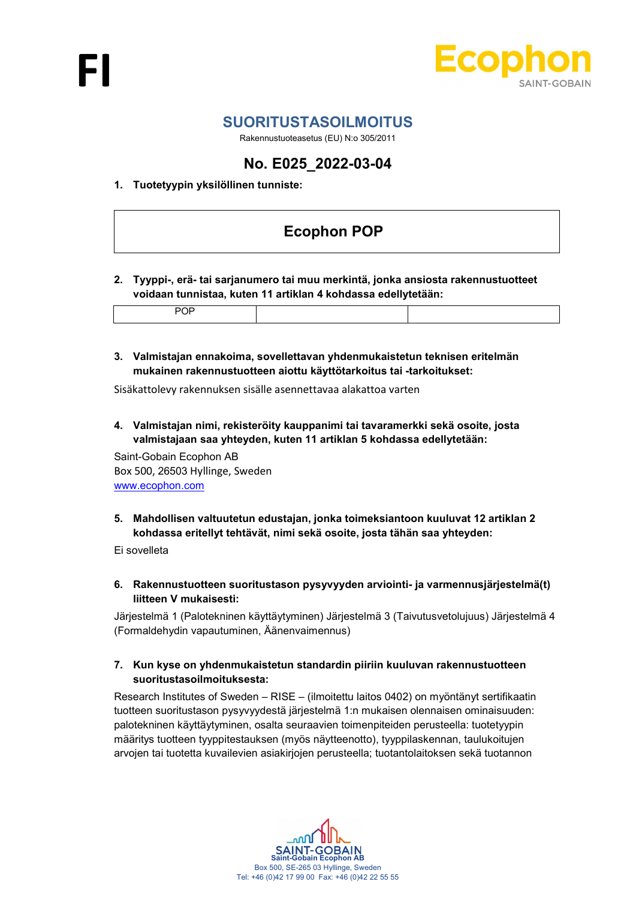FI

# SUORITUSTASOILMOITUS

Rakennustuoteasetus (EU) N:o 305/2011

## No. E025_2022-03-04

**1. Tuotetyypin yksilöllinen tunniste:**

| Ecophon POP |
|---|

**2. Tyyppi-, erä- tai sarjanumero tai muu merkintä, jonka ansiosta rakennustuotteet voidaan tunnistaa, kuten 11 artiklan 4 kohdassa edellytetään:**

| POP | | |
|---|---|---|

**3. Valmistajan ennakoima, sovellettavan yhdenmukaistetun teknisen eritelmän mukainen rakennustuotteen aiottu käyttötarkoitus tai -tarkoitukset:**

Sisäkattolevy rakennuksen sisälle asennettavaa alakattoa varten

**4. Valmistajan nimi, rekisteröity kauppanimi tai tavaramerkki sekä osoite, josta valmistajaan saa yhteyden, kuten 11 artiklan 5 kohdassa edellytetään:**

Saint-Gobain Ecophon AB
Box 500, 26503 Hyllinge, Sweden
www.ecophon.com

**5. Mahdollisen valtuutetun edustajan, jonka toimeksiantoon kuuluvat 12 artiklan 2 kohdassa eritellyt tehtävät, nimi sekä osoite, josta tähän saa yhteyden:**

Ei sovelleta

**6. Rakennustuotteen suoritustason pysyvyyden arviointi- ja varmennusjärjestelmä(t) liitteen V mukaisesti:**

Järjestelmä 1 (Palotekninen käyttäytyminen) Järjestelmä 3 (Taivutusvetolujuus) Järjestelmä 4 (Formaldehydin vapautuminen, Äänenvaimennus)

**7. Kun kyse on yhdenmukaistetun standardin piiriin kuuluvan rakennustuotteen suoritustasoilmoituksesta:**

Research Institutes of Sweden – RISE – (ilmoitettu laitos 0402) on myöntänyt sertifikaatin tuotteen suoritustason pysyvyydestä järjestelmä 1:n mukaisen olennaisen ominaisuuden: palotekninen käyttäytyminen, osalta seuraavien toimenpiteiden perusteella: tuotetyypin määritys tuotteen tyyppitestauksen (myös näytteenotto), tyyppilaskennan, taulukoitujen arvojen tai tuotetta kuvailevien asiakirjojen perusteella; tuotantolaitoksen sekä tuotannon

SAINT-GOBAIN
Saint-Gobain Ecophon AB
Box 500, SE-265 03 Hyllinge, Sweden
Tel: +46 (0)42 17 99 00 Fax: +46 (0)42 22 55 55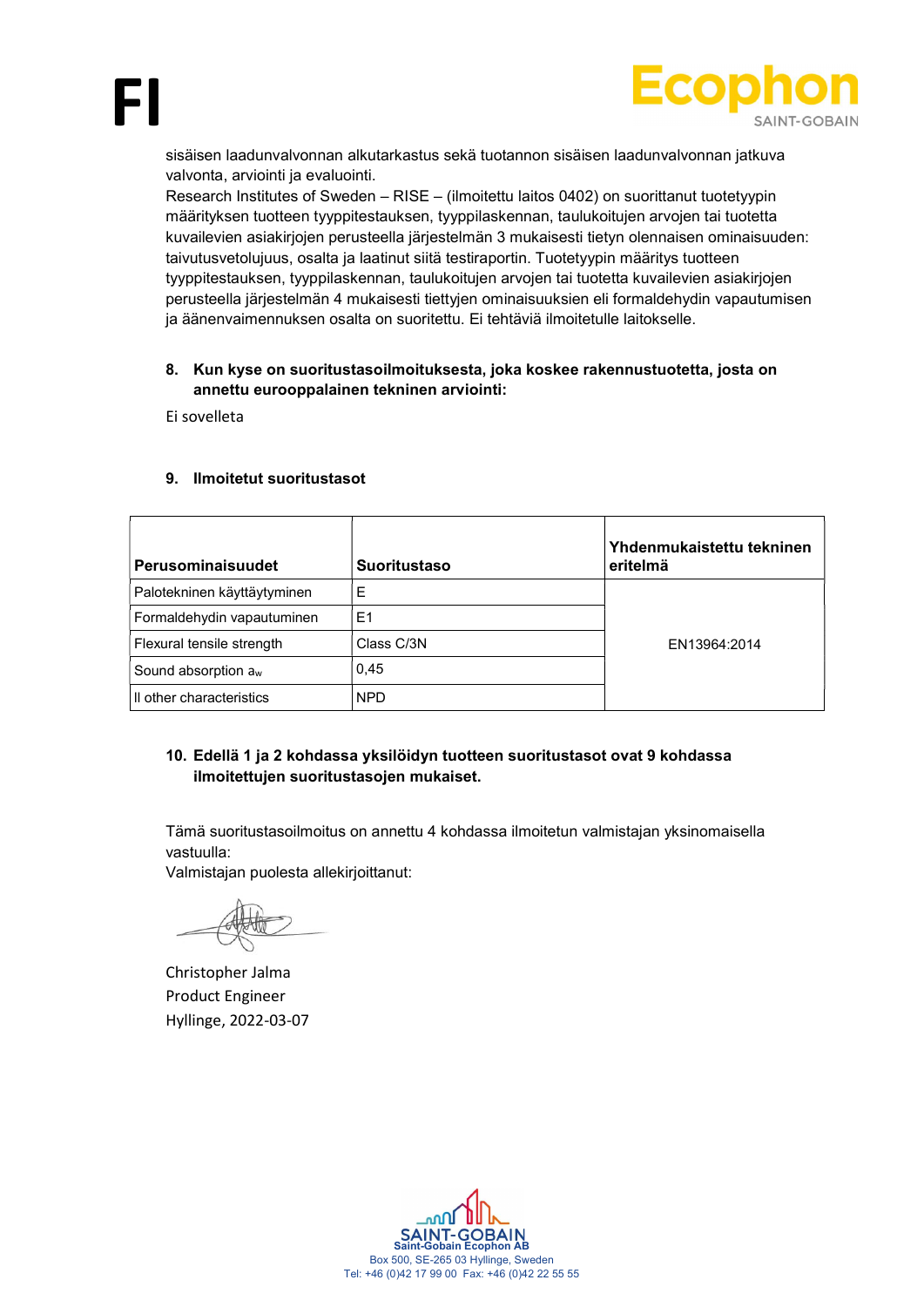sisäisen laadunvalvonnan alkutarkastus sekä tuotannon sisäisen laadunvalvonnan jatkuva valvonta, arviointi ja evaluointi.
Research Institutes of Sweden – RISE – (ilmoitettu laitos 0402) on suorittanut tuotetyypin määrityksen tuotteen tyyppitestauksen, tyyppilaskennan, taulukoitujen arvojen tai tuotetta kuvailevien asiakirjojen perusteella järjestelmän 3 mukaisesti tietyn olennaisen ominaisuuden: taivutusvetolujuus, osalta ja laatinut siitä testiraportin. Tuotetyypin määritys tuotteen tyyppitestauksen, tyyppilaskennan, taulukoitujen arvojen tai tuotetta kuvailevien asiakirjojen perusteella järjestelmän 4 mukaisesti tiettyjen ominaisuuksien eli formaldehydin vapautumisen ja äänenvaimennuksen osalta on suoritettu. Ei tehtäviä ilmoitetulle laitokselle.

**8. Kun kyse on suoritustasoilmoituksesta, joka koskee rakennustuotetta, josta on annettu eurooppalainen tekninen arviointi:**

Ei sovelleta

**9. Ilmoitetut suoritustasot**

| Perusominaisuudet | Suoritustaso | Yhdenmukaistettu tekninen eritelmä |
|---|---|---|
| Palotekninen käyttäytyminen | E | EN13964:2014 |
| Formaldehydin vapautuminen | E1 | |
| Flexural tensile strength | Class C/3N | |
| Sound absorption $a_w$ | 0,45 | |
| ll other characteristics | NPD | |

**10. Edellä 1 ja 2 kohdassa yksilöidyn tuotteen suoritustasot ovat 9 kohdassa ilmoitettujen suoritustasojen mukaiset.**

Tämä suoritustasoilmoitus on annettu 4 kohdassa ilmoitetun valmistajan yksinomaisella vastuulla:
Valmistajan puolesta allekirjoittanut:

Christopher Jalma
Product Engineer
Hyllinge, 2022-03-07

Saint-Gobain Ecophon AB
Box 500, SE-265 03 Hyllinge, Sweden
Tel: +46 (0)42 17 99 00 Fax: +46 (0)42 22 55 55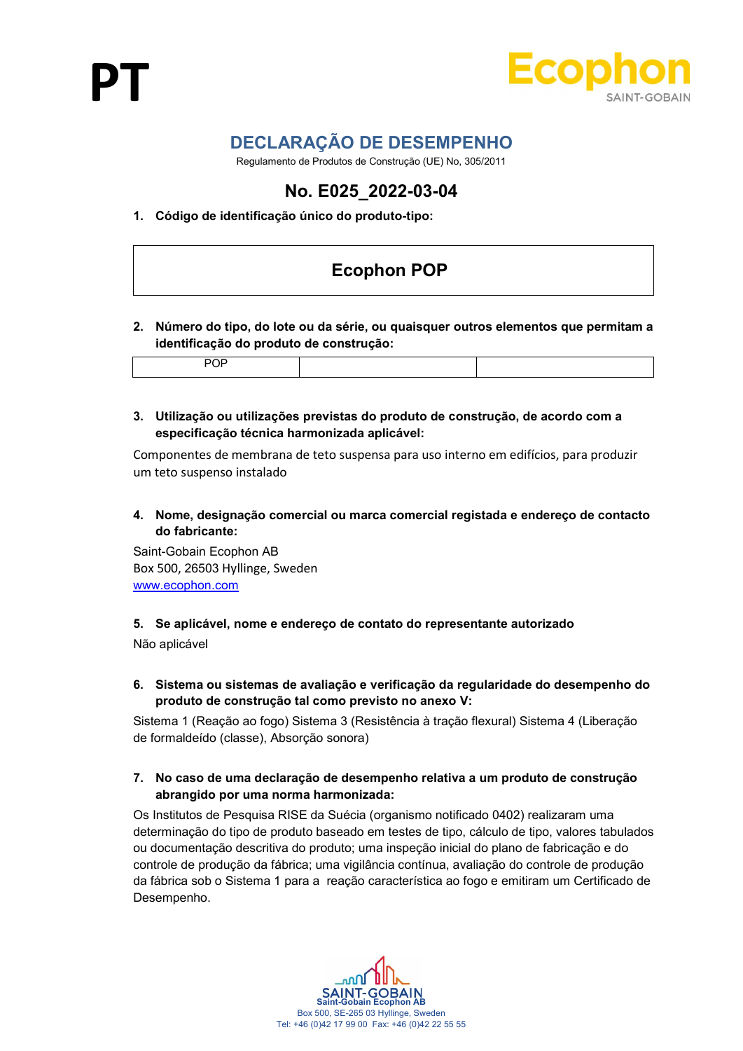PT

Ecophon
SAINT-GOBAIN

# DECLARAÇÃO DE DESEMPENHO

Regulamento de Produtos de Construção (UE) No, 305/2011

## No. E025_2022-03-04

1. **Código de identificação único do produto-tipo:**

| Ecophon POP |
|---|

2. **Número do tipo, do lote ou da série, ou quaisquer outros elementos que permitam a identificação do produto de construção:**

| POP | | |
|---|---|---|

3. **Utilização ou utilizações previstas do produto de construção, de acordo com a especificação técnica harmonizada aplicável:**

Componentes de membrana de teto suspensa para uso interno em edifícios, para produzir um teto suspenso instalado

4. **Nome, designação comercial ou marca comercial registada e endereço de contacto do fabricante:**

Saint-Gobain Ecophon AB
Box 500, 26503 Hyllinge, Sweden
[www.ecophon.com](http://www.ecophon.com)

5. **Se aplicável, nome e endereço de contato do representante autorizado**

Não aplicável

6. **Sistema ou sistemas de avaliação e verificação da regularidade do desempenho do produto de construção tal como previsto no anexo V:**

Sistema 1 (Reação ao fogo) Sistema 3 (Resistência à tração flexural) Sistema 4 (Liberação de formaldeído (classe), Absorção sonora)

7. **No caso de uma declaração de desempenho relativa a um produto de construção abrangido por uma norma harmonizada:**

Os Institutos de Pesquisa RISE da Suécia (organismo notificado 0402) realizaram uma determinação do tipo de produto baseado em testes de tipo, cálculo de tipo, valores tabulados ou documentação descritiva do produto; uma inspeção inicial do plano de fabricação e do controle de produção da fábrica; uma vigilância contínua, avaliação do controle de produção da fábrica sob o Sistema 1 para a reação característica ao fogo e emitiram um Certificado de Desempenho.

SAINT-GOBAIN
Saint-Gobain Ecophon AB
Box 500, SE-265 03 Hyllinge, Sweden
Tel: +46 (0)42 17 99 00 Fax: +46 (0)42 22 55 55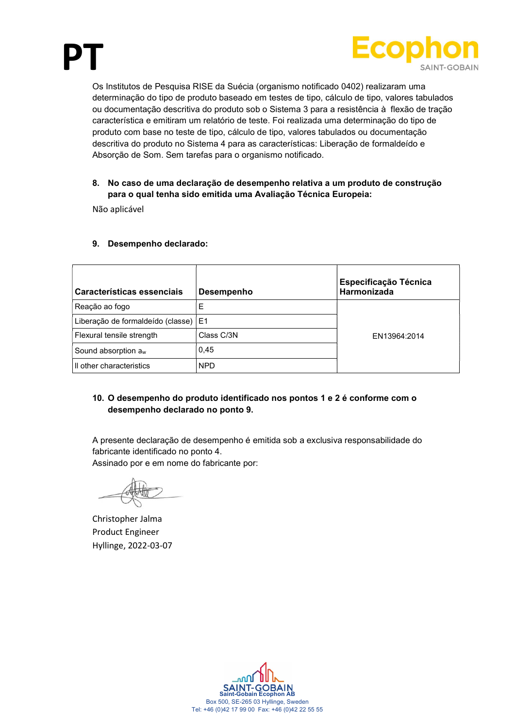# PT

Os Institutos de Pesquisa RISE da Suécia (organismo notificado 0402) realizaram uma determinação do tipo de produto baseado em testes de tipo, cálculo de tipo, valores tabulados ou documentação descritiva do produto sob o Sistema 3 para a resistência à flexão de tração característica e emitiram um relatório de teste. Foi realizada uma determinação do tipo de produto com base no teste de tipo, cálculo de tipo, valores tabulados ou documentação descritiva do produto no Sistema 4 para as características: Liberação de formaldeído e Absorção de Som. Sem tarefas para o organismo notificado.

**8. No caso de uma declaração de desempenho relativa a um produto de construção para o qual tenha sido emitida uma Avaliação Técnica Europeia:**

Não aplicável

**9. Desempenho declarado:**

| Características essenciais | Desempenho | Especificação Técnica Harmonizada |
|---|---|---|
| Reação ao fogo | E | EN13964:2014 |
| Liberação de formaldeído (classe) | E1 | |
| Flexural tensile strength | Class C/3N | |
| Sound absorption $a_w$ | 0,45 | |
| ll other characteristics | NPD | |

**10. O desempenho do produto identificado nos pontos 1 e 2 é conforme com o desempenho declarado no ponto 9.**

A presente declaração de desempenho é emitida sob a exclusiva responsabilidade do fabricante identificado no ponto 4.
Assinado por e em nome do fabricante por:

Christopher Jalma
Product Engineer
Hyllinge, 2022-03-07

Saint-Gobain Ecophon AB
Box 500, SE-265 03 Hyllinge, Sweden
Tel: +46 (0)42 17 99 00 Fax: +46 (0)42 22 55 55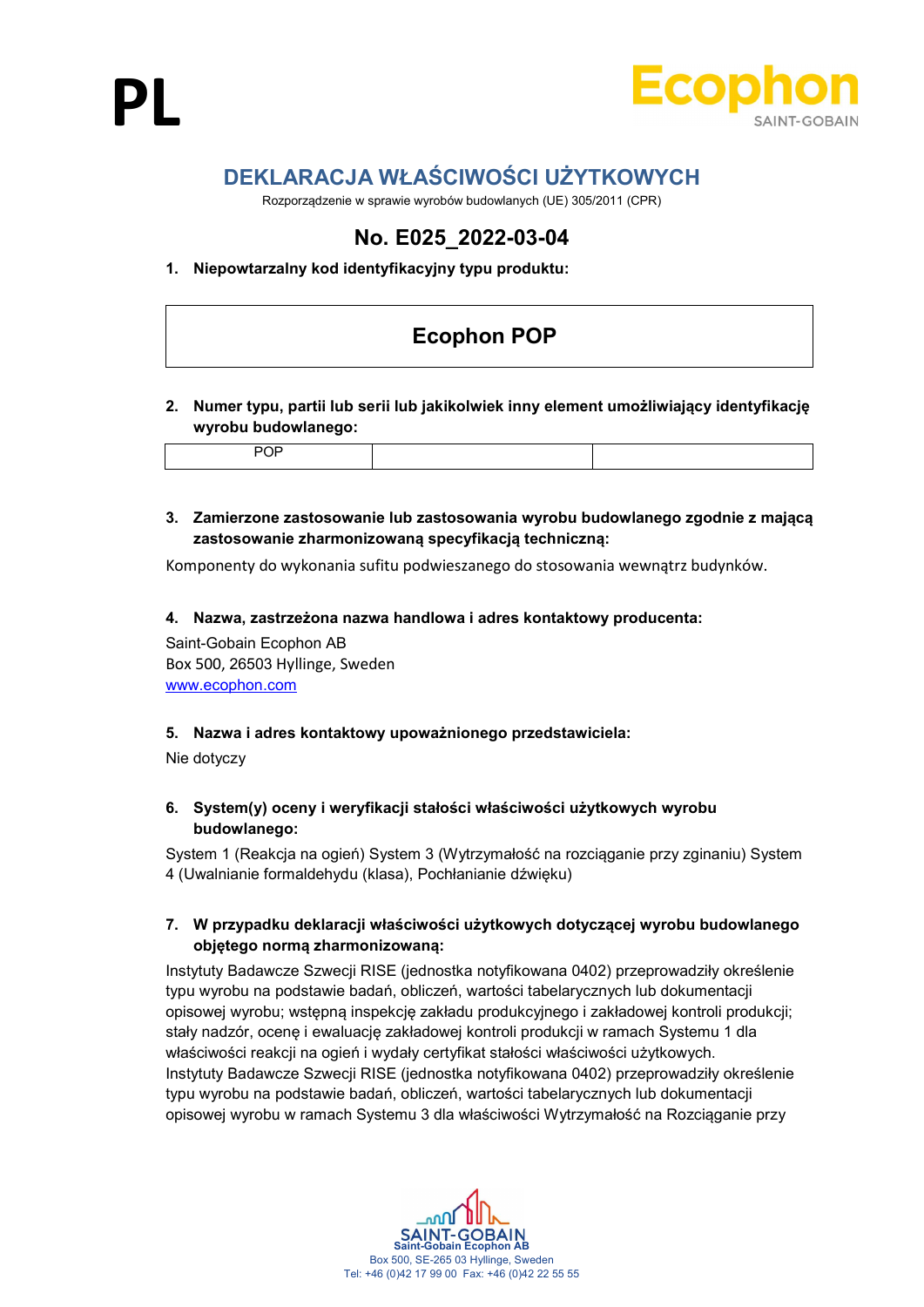PL

Ecophon
SAINT-GOBAIN

# DEKLARACJA WŁAŚCIWOŚCI UŻYTKOWYCH

Rozporządzenie w sprawie wyrobów budowlanych (UE) 305/2011 (CPR)

## No. E025_2022-03-04

**1. Niepowtarzalny kod identyfikacyjny typu produktu:**

| **Ecophon POP** |
|---|

**2. Numer typu, partii lub serii lub jakikolwiek inny element umożliwiający identyfikację wyrobu budowlanego:**

| POP | | |
|---|---|---|

**3. Zamierzone zastosowanie lub zastosowania wyrobu budowlanego zgodnie z mającą zastosowanie zharmonizowaną specyfikacją techniczną:**

Komponenty do wykonania sufitu podwieszanego do stosowania wewnątrz budynków.

**4. Nazwa, zastrzeżona nazwa handlowa i adres kontaktowy producenta:**

Saint-Gobain Ecophon AB
Box 500, 26503 Hyllinge, Sweden
www.ecophon.com

**5. Nazwa i adres kontaktowy upoważnionego przedstawiciela:**

Nie dotyczy

**6. System(y) oceny i weryfikacji stałości właściwości użytkowych wyrobu budowlanego:**

System 1 (Reakcja na ogień) System 3 (Wytrzymałość na rozciąganie przy zginaniu) System 4 (Uwalnianie formaldehydu (klasa), Pochłanianie dźwięku)

**7. W przypadku deklaracji właściwości użytkowych dotyczącej wyrobu budowlanego objętego normą zharmonizowaną:**

Instytuty Badawcze Szwecji RISE (jednostka notyfikowana 0402) przeprowadziły określenie typu wyrobu na podstawie badań, obliczeń, wartości tabelarycznych lub dokumentacji opisowej wyrobu; wstępną inspekcję zakładu produkcyjnego i zakładowej kontroli produkcji; stały nadzór, ocenę i ewaluację zakładowej kontroli produkcji w ramach Systemu 1 dla właściwości reakcji na ogień i wydały certyfikat stałości właściwości użytkowych.
Instytuty Badawcze Szwecji RISE (jednostka notyfikowana 0402) przeprowadziły określenie typu wyrobu na podstawie badań, obliczeń, wartości tabelarycznych lub dokumentacji opisowej wyrobu w ramach Systemu 3 dla właściwości Wytrzymałość na Rozciąganie przy

SAINT-GOBAIN
Saint-Gobain Ecophon AB
Box 500, SE-265 03 Hyllinge, Sweden
Tel: +46 (0)42 17 99 00 Fax: +46 (0)42 22 55 55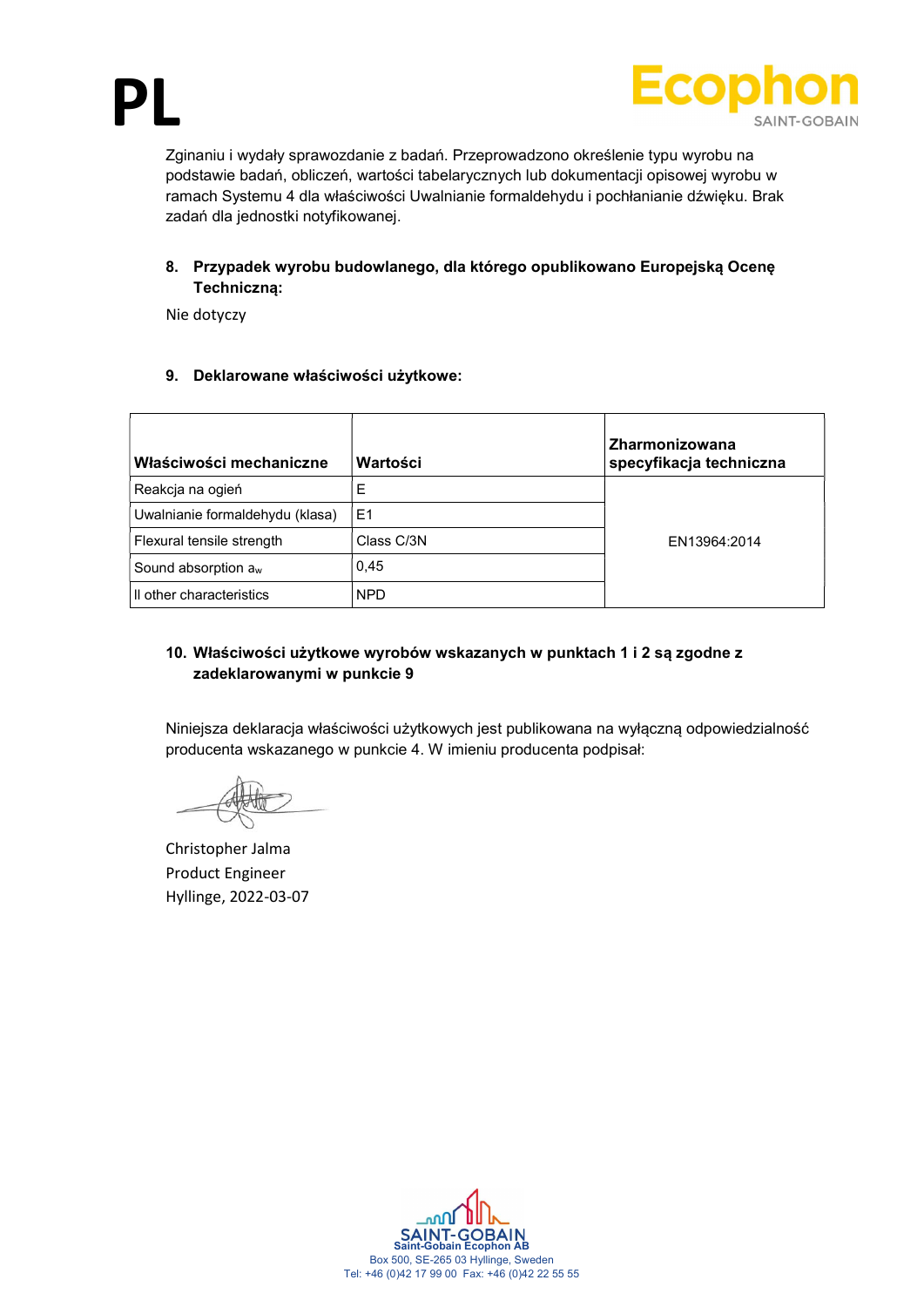Zginaniu i wydały sprawozdanie z badań. Przeprowadzono określenie typu wyrobu na podstawie badań, obliczeń, wartości tabelarycznych lub dokumentacji opisowej wyrobu w ramach Systemu 4 dla właściwości Uwalnianie formaldehydu i pochłanianie dźwięku. Brak zadań dla jednostki notyfikowanej.

**8. Przypadek wyrobu budowlanego, dla którego opublikowano Europejską Ocenę Techniczną:**

Nie dotyczy

**9. Deklarowane właściwości użytkowe:**

| Właściwości mechaniczne | Wartości | Zharmonizowana specyfikacja techniczna |
|---|---|---|
| Reakcja na ogień | E | EN13964:2014 |
| Uwalnianie formaldehydu (klasa) | E1 | |
| Flexural tensile strength | Class C/3N | |
| Sound absorption $a_w$ | 0,45 | |
| ll other characteristics | NPD | |

**10. Właściwości użytkowe wyrobów wskazanych w punktach 1 i 2 są zgodne z zadeklarowanymi w punkcie 9**

Niniejsza deklaracja właściwości użytkowych jest publikowana na wyłączną odpowiedzialność producenta wskazanego w punkcie 4. W imieniu producenta podpisał:

Christopher Jalma
Product Engineer
Hyllinge, 2022-03-07

Saint-Gobain Ecophon AB
Box 500, SE-265 03 Hyllinge, Sweden
Tel: +46 (0)42 17 99 00 Fax: +46 (0)42 22 55 55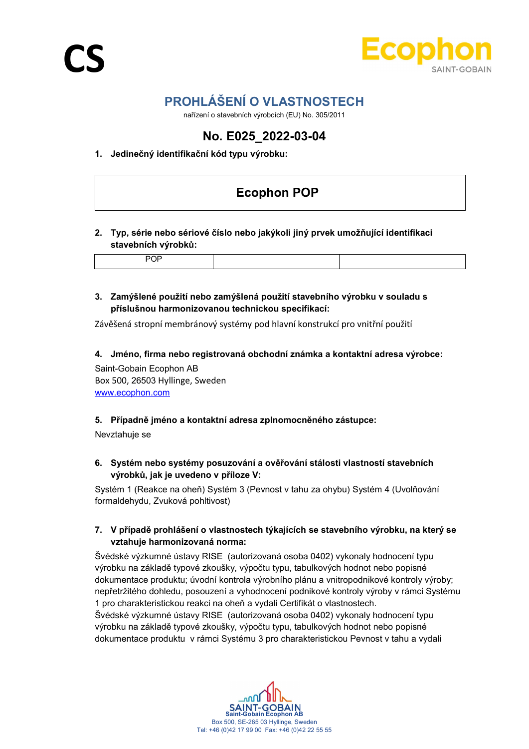CS

# PROHLÁŠENÍ O VLASTNOSTECH

nařízení o stavebních výrobcích (EU) No. 305/2011

## No. E025_2022-03-04

1. **Jedinečný identifikační kód typu výrobku:**

**Ecophon POP**

2. **Typ, série nebo sériové číslo nebo jakýkoli jiný prvek umožňující identifikaci stavebních výrobků:**

| POP | | |
|---|---|---|

3. **Zamýšlené použití nebo zamýšlená použití stavebního výrobku v souladu s příslušnou harmonizovanou technickou specifikací:**

Závěšená stropní membránový systémy pod hlavní konstrukcí pro vnitřní použití

4. **Jméno, firma nebo registrovaná obchodní známka a kontaktní adresa výrobce:**

Saint-Gobain Ecophon AB
Box 500, 26503 Hyllinge, Sweden
www.ecophon.com

5. **Případně jméno a kontaktní adresa zplnomocněného zástupce:**

Nevztahuje se

6. **Systém nebo systémy posuzování a ověřování stálosti vlastností stavebních výrobků, jak je uvedeno v příloze V:**

Systém 1 (Reakce na oheň) Systém 3 (Pevnost v tahu za ohybu) Systém 4 (Uvolňování formaldehydu, Zvuková pohltivost)

7. **V případě prohlášení o vlastnostech týkajících se stavebního výrobku, na který se vztahuje harmonizovaná norma:**

Švédské výzkumné ústavy RISE (autorizovaná osoba 0402) vykonaly hodnocení typu výrobku na základě typové zkoušky, výpočtu typu, tabulkových hodnot nebo popisné dokumentace produktu; úvodní kontrola výrobního plánu a vnitropodnikové kontroly výroby; nepřetržitého dohledu, posouzení a vyhodnocení podnikové kontroly výroby v rámci Systému 1 pro charakteristickou reakci na oheň a vydali Certifikát o vlastnostech.
Švédské výzkumné ústavy RISE (autorizovaná osoba 0402) vykonaly hodnocení typu výrobku na základě typové zkoušky, výpočtu typu, tabulkových hodnot nebo popisné dokumentace produktu v rámci Systému 3 pro charakteristickou Pevnost v tahu a vydali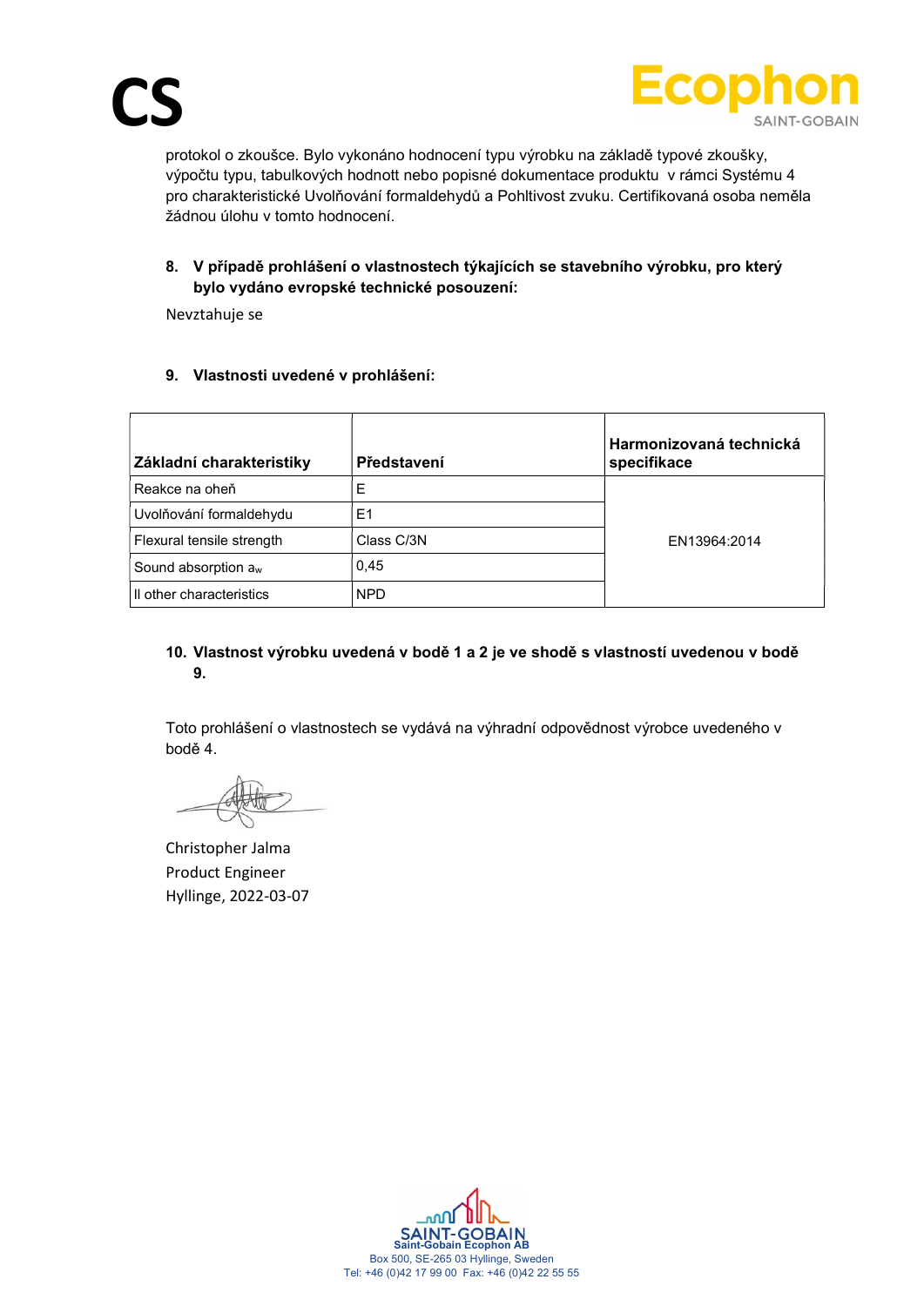protokol o zkoušce. Bylo vykonáno hodnocení typu výrobku na základě typové zkoušky, výpočtu typu, tabulkových hodnott nebo popisné dokumentace produktu v rámci Systému 4 pro charakteristické Uvolňování formaldehydů a Pohltivost zvuku. Certifikovaná osoba neměla žádnou úlohu v tomto hodnocení.

**8. V případě prohlášení o vlastnostech týkajících se stavebního výrobku, pro který bylo vydáno evropské technické posouzení:**

Nevztahuje se

**9. Vlastnosti uvedené v prohlášení:**

| Základní charakteristiky | Představení | Harmonizovaná technická specifikace |
|---|---|---|
| Reakce na oheň | E | EN13964:2014 |
| Uvolňování formaldehydu | E1 | |
| Flexural tensile strength | Class C/3N | |
| Sound absorption $a_w$ | 0,45 | |
| ll other characteristics | NPD | |

**10. Vlastnost výrobku uvedená v bodě 1 a 2 je ve shodě s vlastností uvedenou v bodě 9.**

Toto prohlášení o vlastnostech se vydává na výhradní odpovědnost výrobce uvedeného v bodě 4.

Christopher Jalma
Product Engineer
Hyllinge, 2022-03-07

Saint-Gobain Ecophon AB
Box 500, SE-265 03 Hyllinge, Sweden
Tel: +46 (0)42 17 99 00 Fax: +46 (0)42 22 55 55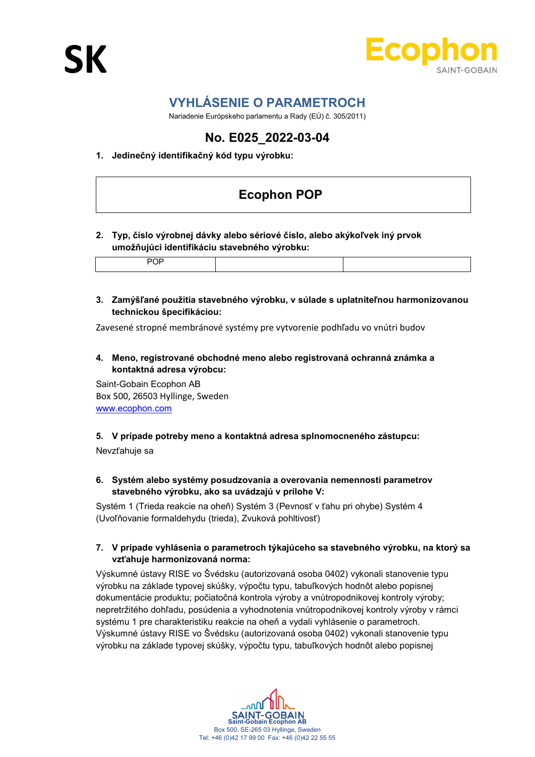SK

Ecophon
SAINT-GOBAIN

# VYHLÁSENIE O PARAMETROCH

Nariadenie Európskeho parlamentu a Rady (EÚ) č. 305/2011)

## No. E025_2022-03-04

1. **Jedinečný identifikačný kód typu výrobku:**

| Ecophon POP |
|---|

2. **Typ, číslo výrobnej dávky alebo sériové číslo, alebo akýkoľvek iný prvok umožňujúci identifikáciu stavebného výrobku:**

| POP | | |
|---|---|---|

3. **Zamýšľané použitia stavebného výrobku, v súlade s uplatniteľnou harmonizovanou technickou špecifikáciou:**

Zavesené stropné membránové systémy pre vytvorenie podhľadu vo vnútri budov

4. **Meno, registrované obchodné meno alebo registrovaná ochranná známka a kontaktná adresa výrobcu:**

Saint-Gobain Ecophon AB
Box 500, 26503 Hyllinge, Sweden
www.ecophon.com

5. **V prípade potreby meno a kontaktná adresa splnomocneného zástupcu:**

Nevzťahuje sa

6. **Systém alebo systémy posudzovania a overovania nemennosti parametrov stavebného výrobku, ako sa uvádzajú v prílohe V:**

Systém 1 (Trieda reakcie na oheň) Systém 3 (Pevnosť v ťahu pri ohybe) Systém 4 (Uvoľňovanie formaldehydu (trieda), Zvuková pohltivosť)

7. **V prípade vyhlásenia o parametroch týkajúceho sa stavebného výrobku, na ktorý sa vzťahuje harmonizovaná norma:**

Výskumné ústavy RISE vo Švédsku (autorizovaná osoba 0402) vykonali stanovenie typu výrobku na základe typovej skúšky, výpočtu typu, tabuľkových hodnôt alebo popisnej dokumentácie produktu; počiatočná kontrola výroby a vnútropodnikovej kontroly výroby; nepretržitého dohľadu, posúdenia a vyhodnotenia vnútropodnikovej kontroly výroby v rámci systému 1 pre charakteristiku reakcie na oheň a vydali vyhlásenie o parametroch.
Výskumné ústavy RISE vo Švédsku (autorizovaná osoba 0402) vykonali stanovenie typu výrobku na základe typovej skúšky, výpočtu typu, tabuľkových hodnôt alebo popisnej

SAINT-GOBAIN
Saint-Gobain Ecophon AB
Box 500, SE-265 03 Hyllinge, Sweden
Tel: +46 (0)42 17 99 00 Fax: +46 (0)42 22 55 55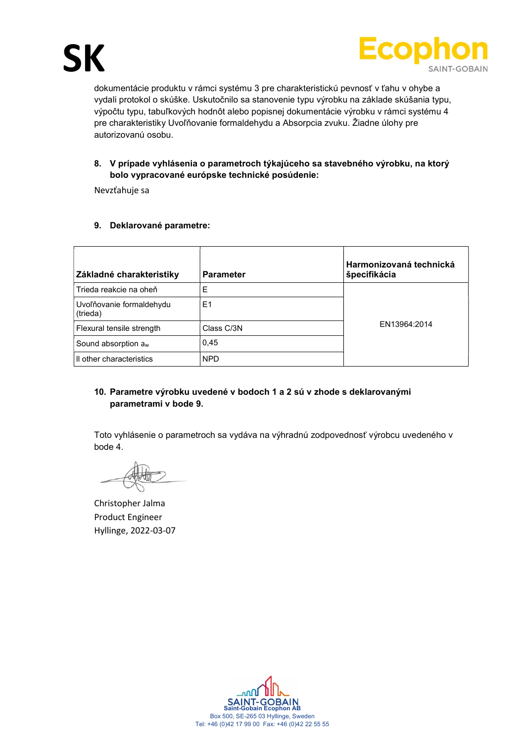dokumentácie produktu v rámci systému 3 pre charakteristickú pevnosť v ťahu v ohybe a vydali protokol o skúške. Uskutočnilo sa stanovenie typu výrobku na základe skúšania typu, výpočtu typu, tabuľkových hodnôt alebo popisnej dokumentácie výrobku v rámci systému 4 pre charakteristiky Uvoľňovanie formaldehydu a Absorpcia zvuku. Žiadne úlohy pre autorizovanú osobu.

**8. V prípade vyhlásenia o parametroch týkajúceho sa stavebného výrobku, na ktorý bolo vypracované európske technické posúdenie:**

Nevzťahuje sa

**9. Deklarované parametre:**

| Základné charakteristiky | Parameter | Harmonizovaná technická špecifikácia |
|---|---|---|
| Trieda reakcie na oheň | E | EN13964:2014 |
| Uvoľňovanie formaldehydu (trieda) | E1 | |
| Flexural tensile strength | Class C/3N | |
| Sound absorption $a_w$ | 0,45 | |
| ll other characteristics | NPD | |

**10. Parametre výrobku uvedené v bodoch 1 a 2 sú v zhode s deklarovanými parametrami v bode 9.**

Toto vyhlásenie o parametroch sa vydáva na výhradnú zodpovednosť výrobcu uvedeného v bode 4.

Christopher Jalma
Product Engineer
Hyllinge, 2022-03-07

Saint-Gobain Ecophon AB
Box 500, SE-265 03 Hyllinge, Sweden
Tel: +46 (0)42 17 99 00 Fax: +46 (0)42 22 55 55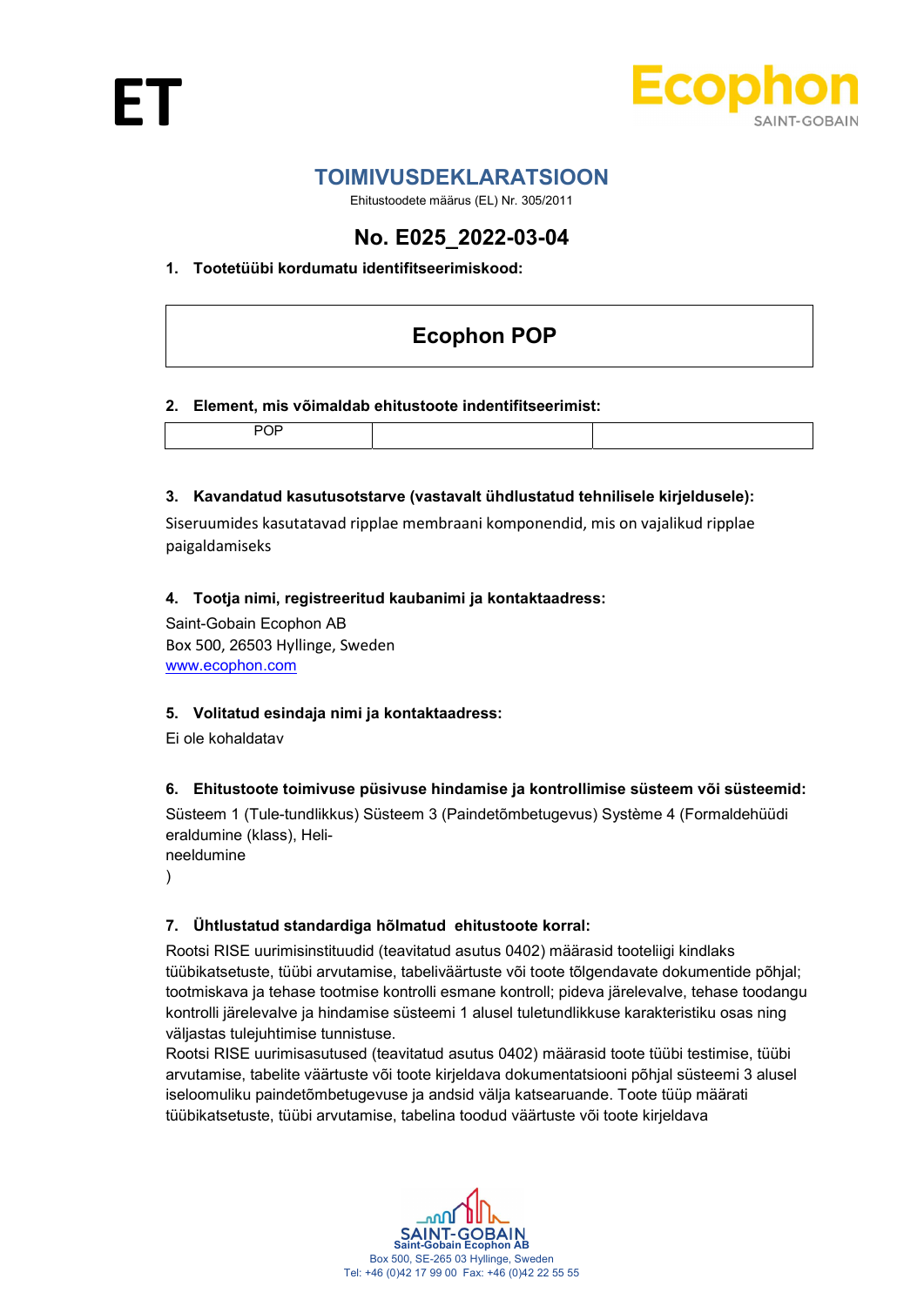ET

# TOIMIVUSDEKLARATSIOON

Ehitustoodete määrus (EL) Nr. 305/2011

## No. E025_2022-03-04

**1. Tootetüübi kordumatu identifitseerimiskood:**

| Ecophon POP |
|---|

**2. Element, mis võimaldab ehitustoote indentifitseerimist:**

| POP | | |
|---|---|---|

**3. Kavandatud kasutusotstarve (vastavalt ühdlustatud tehnilisele kirjeldusele):**

Siseruumides kasutatavad ripplae membraani komponendid, mis on vajalikud ripplae paigaldamiseks

**4. Tootja nimi, registreeritud kaubanimi ja kontaktaadress:**

Saint-Gobain Ecophon AB
Box 500, 26503 Hyllinge, Sweden
www.ecophon.com

**5. Volitatud esindaja nimi ja kontaktaadress:**

Ei ole kohaldatav

**6. Ehitustoote toimivuse püsivuse hindamise ja kontrollimise süsteem või süsteemid:**

Süsteem 1 (Tule-tundlikkus) Süsteem 3 (Paindetõmbetugevus) Système 4 (Formaldehüüdi eraldumine (klass), Heli-
neeldumine
)

**7. Ühtlustatud standardiga hõlmatud ehitustoote korral:**

Rootsi RISE uurimisinstituudid (teavitatud asutus 0402) määrasid tooteliigi kindlaks tüübikatsetuste, tüübi arvutamise, tabeliväärtuste või toote tõlgendavate dokumentide põhjal; tootmiskava ja tehase tootmise kontrolli esmane kontroll; pideva järelevalve, tehase toodangu kontrolli järelevalve ja hindamise süsteemi 1 alusel tuletundlikkuse karakteristiku osas ning väljastas tulejuhtimise tunnistuse.
Rootsi RISE uurimisasutused (teavitatud asutus 0402) määrasid toote tüübi testimise, tüübi arvutamise, tabelite väärtuste või toote kirjeldava dokumentatsiooni põhjal süsteemi 3 alusel iseloomuliku paindetõmbetugevuse ja andsid välja katsearuande. Toote tüüp määrati tüübikatsetuste, tüübi arvutamise, tabelina toodud väärtuste või toote kirjeldava

SAINT-GOBAIN
Saint-Gobain Ecophon AB
Box 500, SE-265 03 Hyllinge, Sweden
Tel: +46 (0)42 17 99 00 Fax: +46 (0)42 22 55 55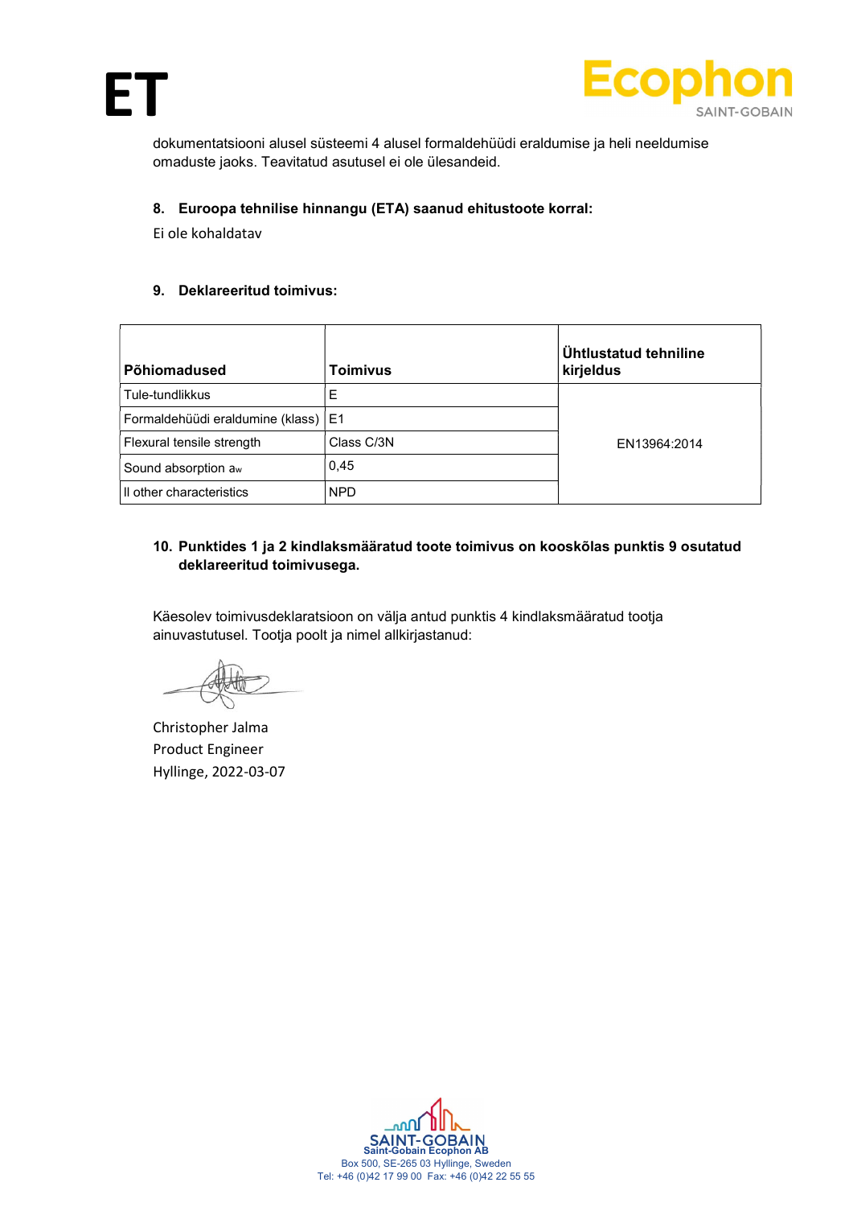dokumentatsiooni alusel süsteemi 4 alusel formaldehüüdi eraldumise ja heli neeldumise omaduste jaoks. Teavitatud asutusel ei ole ülesandeid.

### 8. Euroopa tehnilise hinnangu (ETA) saanud ehitustoote korral:

Ei ole kohaldatav

### 9. Deklareeritud toimivus:

| Põhiomadused | Toimivus | Ühtlustatud tehniline kirjeldus |
|---|---|---|
| Tule-tundlikkus | E | EN13964:2014 |
| Formaldehüüdi eraldumine (klass) | E1 | |
| Flexural tensile strength | Class C/3N | |
| Sound absorption $a_w$ | 0,45 | |
| Il other characteristics | NPD | |

### 10. Punktides 1 ja 2 kindlaksmääratud toote toimivus on kooskõlas punktis 9 osutatud deklareeritud toimivusega.

Käesolev toimivusdeklaratsioon on välja antud punktis 4 kindlaksmääratud tootja ainuvastutusel. Tootja poolt ja nimel allkirjastanud:

Christopher Jalma
Product Engineer
Hyllinge, 2022-03-07

Saint-Gobain Ecophon AB
Box 500, SE-265 03 Hyllinge, Sweden
Tel: +46 (0)42 17 99 00 Fax: +46 (0)42 22 55 55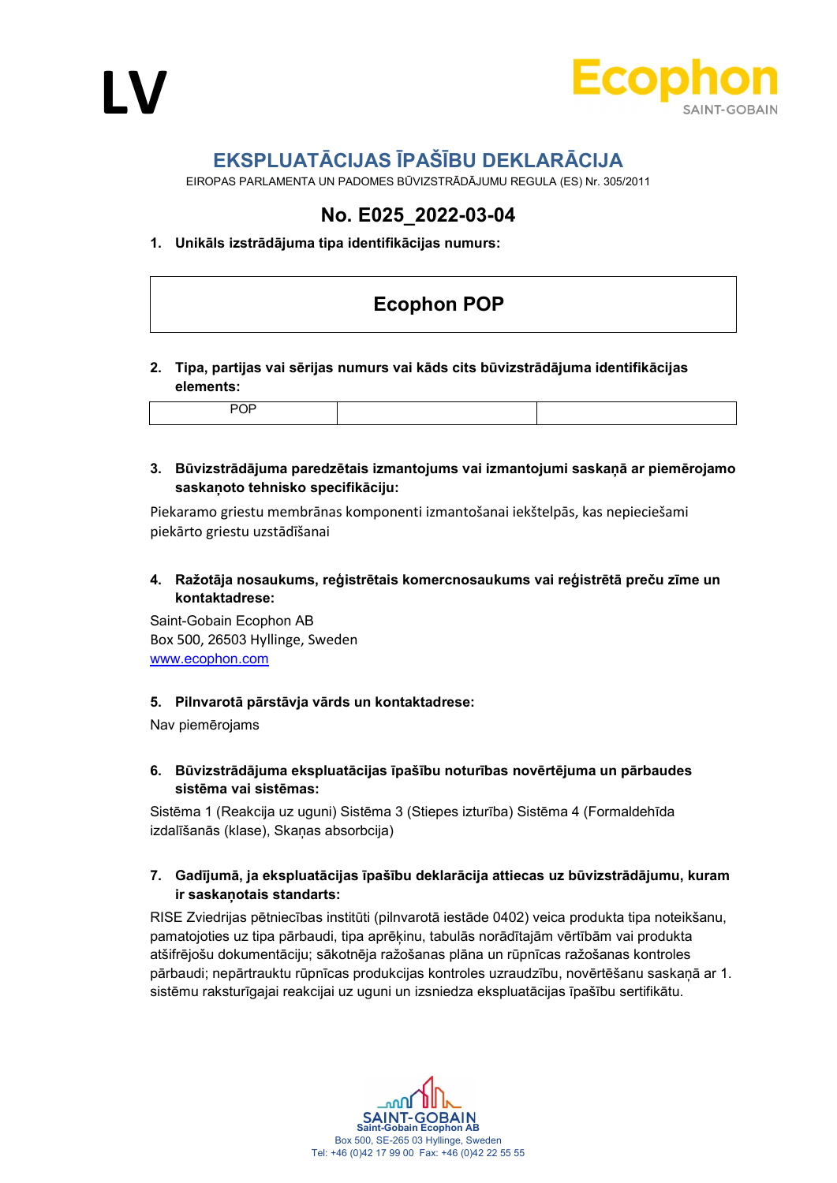LV

Ecophon
SAINT-GOBAIN

# EKSPLUATĀCIJAS ĪPAŠĪBU DEKLARĀCIJA

EIROPAS PARLAMENTA UN PADOMES BŪVIZSTRĀDĀJUMU REGULA (ES) Nr. 305/2011

## No. E025_2022-03-04

**1. Unikāls izstrādājuma tipa identifikācijas numurs:**

| Ecophon POP |
|---|

**2. Tipa, partijas vai sērijas numurs vai kāds cits būvizstrādājuma identifikācijas elements:**

| POP | | |
|---|---|---|

**3. Būvizstrādājuma paredzētais izmantojums vai izmantojumi saskaņā ar piemērojamo saskaņoto tehnisko specifikāciju:**

Piekaramo griestu membrānas komponenti izmantošanai iekštelpās, kas nepieciešami piekārto griestu uzstādīšanai

**4. Ražotāja nosaukums, reģistrētais komercnosaukums vai reģistrētā preču zīme un kontaktadrese:**

Saint-Gobain Ecophon AB
Box 500, 26503 Hyllinge, Sweden
www.ecophon.com

**5. Pilnvarotā pārstāvja vārds un kontaktadrese:**

Nav piemērojams

**6. Būvizstrādājuma ekspluatācijas īpašību noturības novērtējuma un pārbaudes sistēma vai sistēmas:**

Sistēma 1 (Reakcija uz uguni) Sistēma 3 (Stiepes izturība) Sistēma 4 (Formaldehīda izdalīšanās (klase), Skaņas absorbcija)

**7. Gadījumā, ja ekspluatācijas īpašību deklarācija attiecas uz būvizstrādājumu, kuram ir saskaņotais standarts:**

RISE Zviedrijas pētniecības institūti (pilnvarotā iestāde 0402) veica produkta tipa noteikšanu, pamatojoties uz tipa pārbaudi, tipa aprēķinu, tabulās norādītajām vērtībām vai produkta atšifrējošu dokumentāciju; sākotnēja ražošanas plāna un rūpnīcas ražošanas kontroles pārbaudi; nepārtrauktu rūpnīcas produkcijas kontroles uzraudzību, novērtēšanu saskaņā ar 1. sistēmu raksturīgajai reakcijai uz uguni un izsniedza ekspluatācijas īpašību sertifikātu.

SAINT-GOBAIN
Saint-Gobain Ecophon AB
Box 500, SE-265 03 Hyllinge, Sweden
Tel: +46 (0)42 17 99 00 Fax: +46 (0)42 22 55 55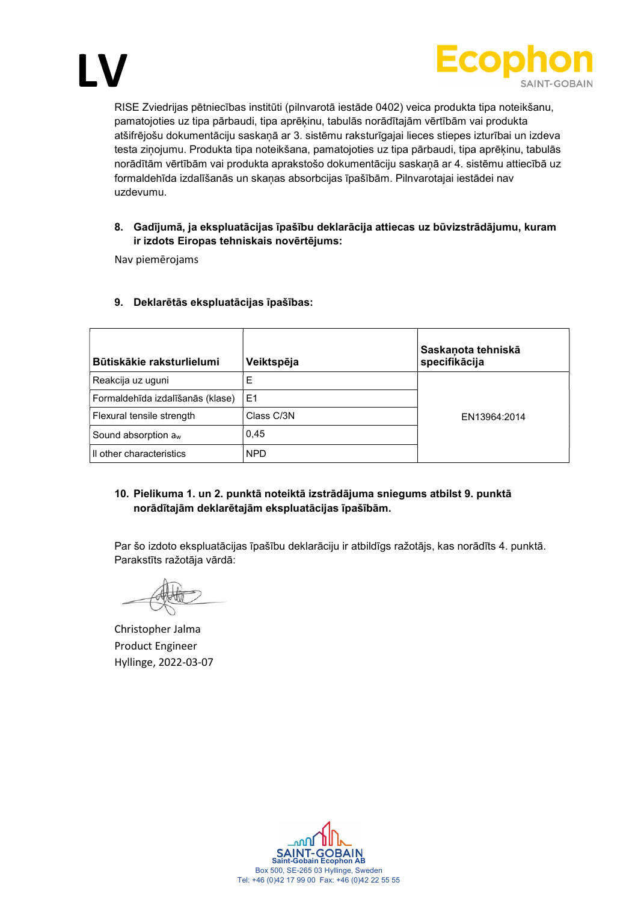# LV

RISE Zviedrijas pētniecības institūti (pilnvarotā iestāde 0402) veica produkta tipa noteikšanu, pamatojoties uz tipa pārbaudi, tipa aprēķinu, tabulās norādītajām vērtībām vai produkta atšifrējošu dokumentāciju saskaņā ar 3. sistēmu raksturīgajai lieces stiepes izturībai un izdeva testa ziņojumu. Produkta tipa noteikšana, pamatojoties uz tipa pārbaudi, tipa aprēķinu, tabulās norādītām vērtībām vai produkta aprakstošo dokumentāciju saskaņā ar 4. sistēmu attiecībā uz formaldehīda izdalīšanās un skaņas absorbcijas īpašībām. Pilnvarotajai iestādei nav uzdevumu.

**8. Gadījumā, ja ekspluatācijas īpašību deklarācija attiecas uz būvizstrādājumu, kuram ir izdots Eiropas tehniskais novērtējums:**

Nav piemērojams

**9. Deklarētās ekspluatācijas īpašības:**

| Būtiskākie raksturlielumi | Veiktspēja | Saskaņota tehniskā specifikācija |
|---|---|---|
| Reakcija uz uguni | E | EN13964:2014 |
| Formaldehīda izdalīšanās (klase) | E1 | |
| Flexural tensile strength | Class C/3N | |
| Sound absorption $a_w$ | 0,45 | |
| ll other characteristics | NPD | |

**10. Pielikuma 1. un 2. punktā noteiktā izstrādājuma sniegums atbilst 9. punktā norādītajām deklarētajām ekspluatācijas īpašībām.**

Par šo izdoto ekspluatācijas īpašību deklarāciju ir atbildīgs ražotājs, kas norādīts 4. punktā. Parakstīts ražotāja vārdā:

Christopher Jalma
Product Engineer
Hyllinge, 2022-03-07

SAINT-GOBAIN
Saint-Gobain Ecophon AB
Box 500, SE-265 03 Hyllinge, Sweden
Tel: +46 (0)42 17 99 00 Fax: +46 (0)42 22 55 55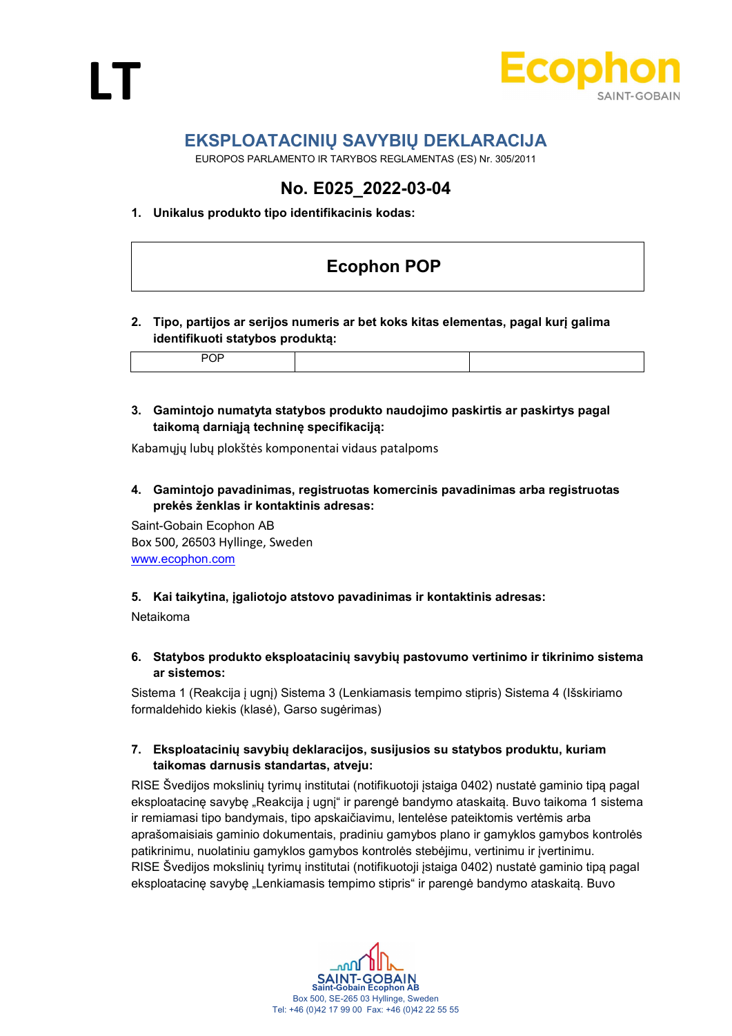LT

Ecophon
SAINT-GOBAIN

# EKSPLOATACINIŲ SAVYBIŲ DEKLARACIJA

EUROPOS PARLAMENTO IR TARYBOS REGLAMENTAS (ES) Nr. 305/2011

## No. E025_2022-03-04

**1. Unikalus produkto tipo identifikacinis kodas:**

| Ecophon POP |
|---|

**2. Tipo, partijos ar serijos numeris ar bet koks kitas elementas, pagal kurį galima identifikuoti statybos produktą:**

| POP | | |
|---|---|---|

**3. Gamintojo numatyta statybos produkto naudojimo paskirtis ar paskirtys pagal taikomą darniąją techninę specifikaciją:**

Kabamųjų lubų plokštės komponentai vidaus patalpoms

**4. Gamintojo pavadinimas, registruotas komercinis pavadinimas arba registruotas prekės ženklas ir kontaktinis adresas:**

Saint-Gobain Ecophon AB
Box 500, 26503 Hyllinge, Sweden
www.ecophon.com

**5. Kai taikytina, įgaliotojo atstovo pavadinimas ir kontaktinis adresas:**

Netaikoma

**6. Statybos produkto eksploatacinių savybių pastovumo vertinimo ir tikrinimo sistema ar sistemos:**

Sistema 1 (Reakcija į ugnį) Sistema 3 (Lenkiamasis tempimo stipris) Sistema 4 (Išskiriamo formaldehido kiekis (klasė), Garso sugėrimas)

**7. Eksploatacinių savybių deklaracijos, susijusios su statybos produktu, kuriam taikomas darnusis standartas, atveju:**

RISE Švedijos mokslinių tyrimų institutai (notifikuotoji įstaiga 0402) nustatė gaminio tipą pagal eksploatacinę savybę „Reakcija į ugnį" ir parengė bandymo ataskaitą. Buvo taikoma 1 sistema ir remiamasi tipo bandymais, tipo apskaičiavimu, lentelėse pateiktomis vertėmis arba aprašomaisiais gaminio dokumentais, pradiniu gamybos plano ir gamyklos gamybos kontrolės patikrinimu, nuolatiniu gamyklos gamybos kontrolės stebėjimu, vertinimu ir įvertinimu.
RISE Švedijos mokslinių tyrimų institutai (notifikuotoji įstaiga 0402) nustatė gaminio tipą pagal eksploatacinę savybę „Lenkiamasis tempimo stipris" ir parengė bandymo ataskaitą. Buvo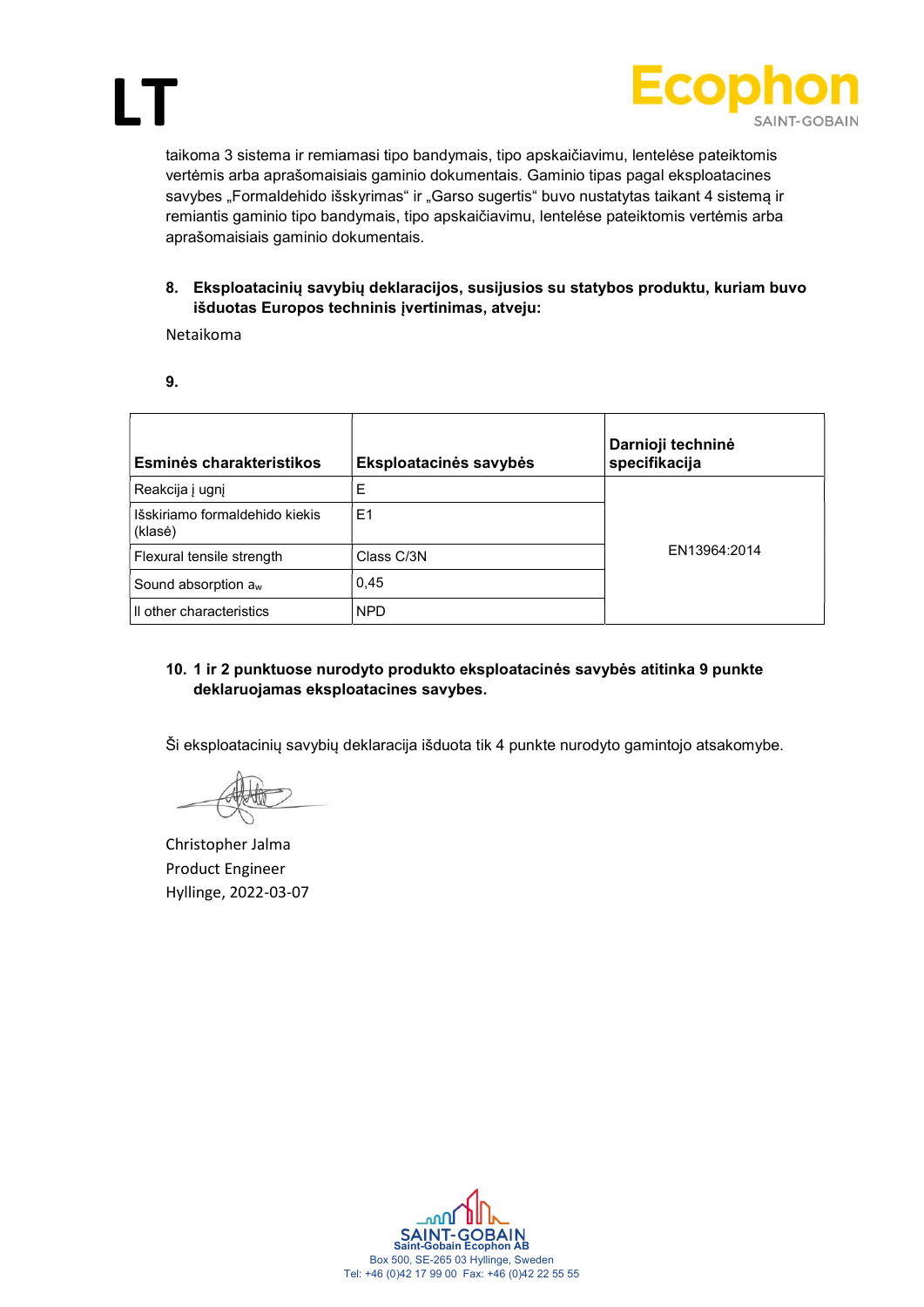taikoma 3 sistema ir remiamasi tipo bandymais, tipo apskaičiavimu, lentelėse pateiktomis vertėmis arba aprašomaisiais gaminio dokumentais. Gaminio tipas pagal eksploatacines savybes „Formaldehido išskyrimas" ir „Garso sugertis" buvo nustatytas taikant 4 sistemą ir remiantis gaminio tipo bandymais, tipo apskaičiavimu, lentelėse pateiktomis vertėmis arba aprašomaisiais gaminio dokumentais.

**8. Eksploatacinių savybių deklaracijos, susijusios su statybos produktu, kuriam buvo išduotas Europos techninis įvertinimas, atveju:**

Netaikoma

**9.**

| Esminės charakteristikos | Eksploatacinės savybės | Darnioji techninė specifikacija |
|---|---|---|
| Reakcija į ugnį | E | EN13964:2014 |
| Išskiriamo formaldehido kiekis (klasė) | E1 | |
| Flexural tensile strength | Class C/3N | |
| Sound absorption $a_w$ | 0,45 | |
| ll other characteristics | NPD | |

**10. 1 ir 2 punktuose nurodyto produkto eksploatacinės savybės atitinka 9 punkte deklaruojamas eksploatacines savybes.**

Ši eksploatacinių savybių deklaracija išduota tik 4 punkte nurodyto gamintojo atsakomybe.

Christopher Jalma
Product Engineer
Hyllinge, 2022-03-07

Saint-Gobain Ecophon AB
Box 500, SE-265 03 Hyllinge, Sweden
Tel: +46 (0)42 17 99 00 Fax: +46 (0)42 22 55 55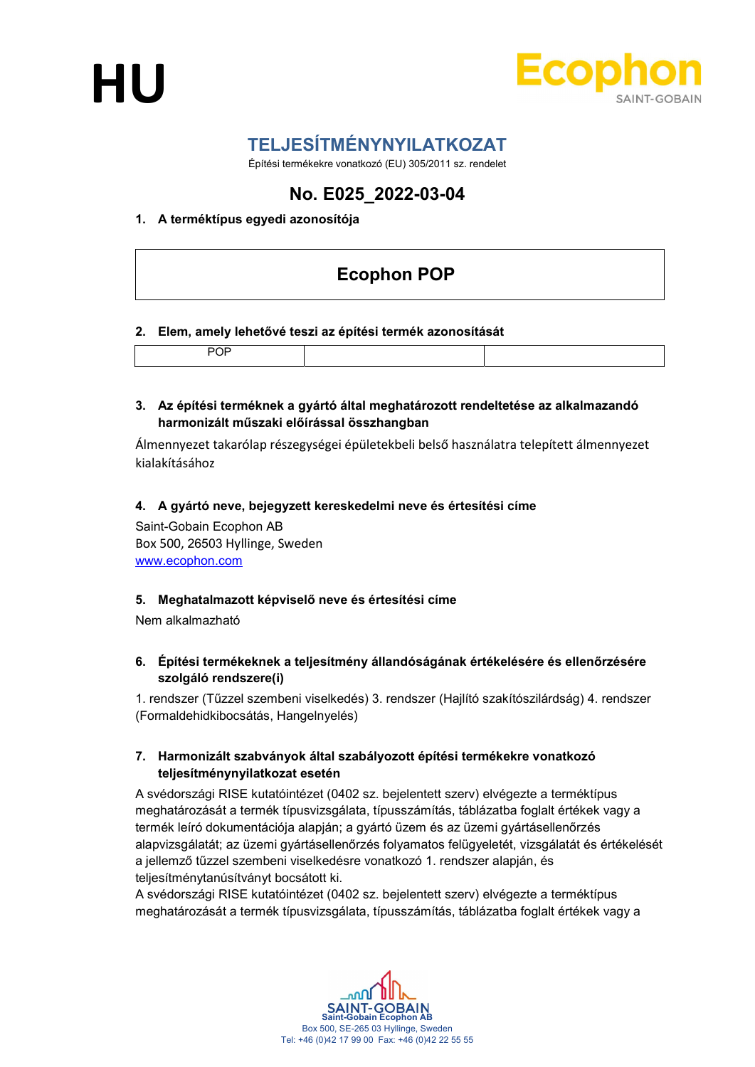HU

# TELJESÍTMÉNYNYILATKOZAT

Építési termékekre vonatkozó (EU) 305/2011 sz. rendelet

## No. E025_2022-03-04

**1. A terméktípus egyedi azonosítója**

| Ecophon POP |
|---|

**2. Elem, amely lehetővé teszi az építési termék azonosítását**

| POP | | |
|---|---|---|

**3. Az építési terméknek a gyártó által meghatározott rendeltetése az alkalmazandó harmonizált műszaki előírással összhangban**

Álmennyezet takarólap részegységei épületekbeli belső használatra telepített álmennyezet kialakításához

**4. A gyártó neve, bejegyzett kereskedelmi neve és értesítési címe**

Saint-Gobain Ecophon AB
Box 500, 26503 Hyllinge, Sweden
www.ecophon.com

**5. Meghatalmazott képviselő neve és értesítési címe**

Nem alkalmazható

**6. Építési termékeknek a teljesítmény állandóságának értékelésére és ellenőrzésére szolgáló rendszere(i)**

1. rendszer (Tűzzel szembeni viselkedés) 3. rendszer (Hajlító szakítószilárdság) 4. rendszer (Formaldehidkibocsátás, Hangelnyelés)

**7. Harmonizált szabványok által szabályozott építési termékekre vonatkozó teljesítménynyilatkozat esetén**

A svédországi RISE kutatóintézet (0402 sz. bejelentett szerv) elvégezte a terméktípus meghatározását a termék típusvizsgálata, típusszámítás, táblázatba foglalt értékek vagy a termék leíró dokumentációja alapján; a gyártó üzem és az üzemi gyártásellenőrzés alapvizsgálatát; az üzemi gyártásellenőrzés folyamatos felügyeletét, vizsgálatát és értékelését a jellemző tűzzel szembeni viselkedésre vonatkozó 1. rendszer alapján, és teljesítménytanúsítványt bocsátott ki.
A svédországi RISE kutatóintézet (0402 sz. bejelentett szerv) elvégezte a terméktípus meghatározását a termék típusvizsgálata, típusszámítás, táblázatba foglalt értékek vagy a

SAINT-GOBAIN
Saint-Gobain Ecophon AB
Box 500, SE-265 03 Hyllinge, Sweden
Tel: +46 (0)42 17 99 00 Fax: +46 (0)42 22 55 55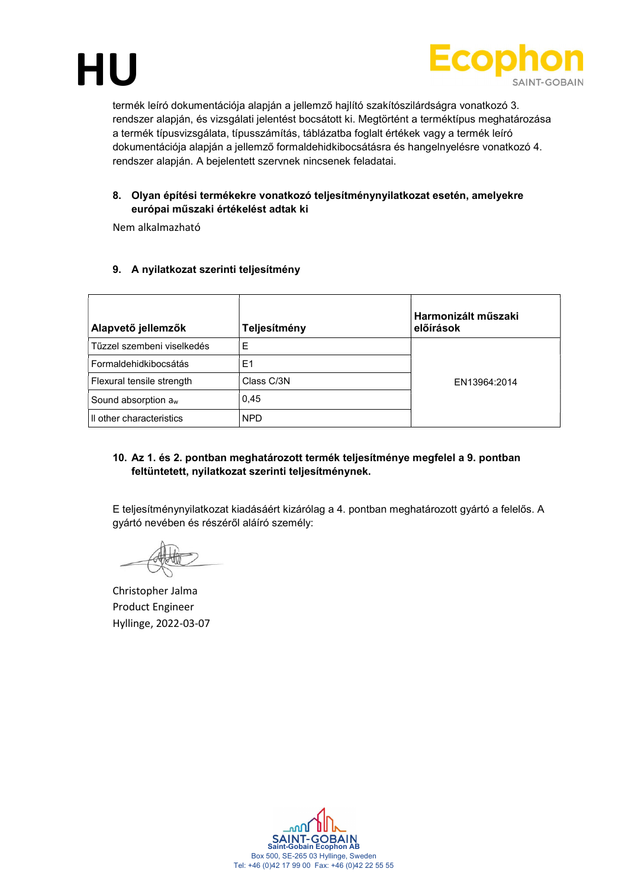termék leíró dokumentációja alapján a jellemző hajlító szakítószilárdságra vonatkozó 3. rendszer alapján, és vizsgálati jelentést bocsátott ki. Megtörtént a terméktípus meghatározása a termék típusvizsgálata, típusszámítás, táblázatba foglalt értékek vagy a termék leíró dokumentációja alapján a jellemző formaldehidkibocsátásra és hangelnyelésre vonatkozó 4. rendszer alapján. A bejelentett szervnek nincsenek feladatai.

**8. Olyan építési termékekre vonatkozó teljesítménynyilatkozat esetén, amelyekre európai műszaki értékelést adtak ki**

Nem alkalmazható

**9. A nyilatkozat szerinti teljesítmény**

| Alapvető jellemzők | Teljesítmény | Harmonizált műszaki előírások |
|---|---|---|
| Tűzzel szembeni viselkedés | E | EN13964:2014 |
| Formaldehidkibocsátás | E1 | |
| Flexural tensile strength | Class C/3N | |
| Sound absorption $a_w$ | 0,45 | |
| ll other characteristics | NPD | |

**10. Az 1. és 2. pontban meghatározott termék teljesítménye megfelel a 9. pontban feltüntetett, nyilatkozat szerinti teljesítménynek.**

E teljesítménynyilatkozat kiadásáért kizárólag a 4. pontban meghatározott gyártó a felelős. A gyártó nevében és részéről aláíró személy:

Christopher Jalma
Product Engineer
Hyllinge, 2022-03-07

Saint-Gobain Ecophon AB
Box 500, SE-265 03 Hyllinge, Sweden
Tel: +46 (0)42 17 99 00 Fax: +46 (0)42 22 55 55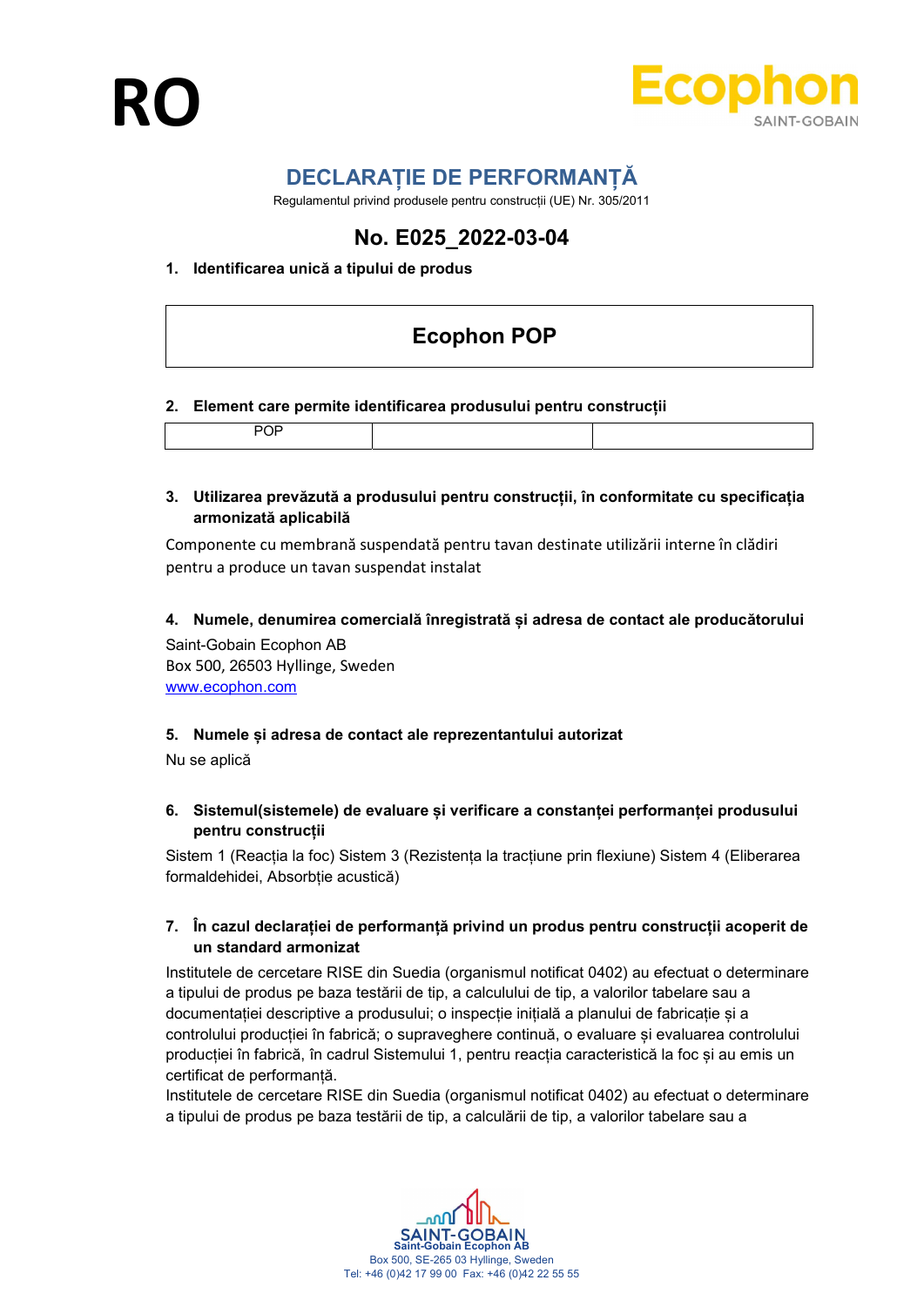RO

# DECLARAȚIE DE PERFORMANȚĂ

Regulamentul privind produsele pentru construcții (UE) Nr. 305/2011

## No. E025_2022-03-04

**1. Identificarea unică a tipului de produs**

| Ecophon POP |
|---|

**2. Element care permite identificarea produsului pentru construcții**

| POP | | |
|---|---|---|

**3. Utilizarea prevăzută a produsului pentru construcții, în conformitate cu specificația armonizată aplicabilă**

Componente cu membrană suspendată pentru tavan destinate utilizării interne în clădiri pentru a produce un tavan suspendat instalat

**4. Numele, denumirea comercială înregistrată și adresa de contact ale producătorului**

Saint-Gobain Ecophon AB
Box 500, 26503 Hyllinge, Sweden
www.ecophon.com

**5. Numele și adresa de contact ale reprezentantului autorizat**

Nu se aplică

**6. Sistemul(sistemele) de evaluare și verificare a constanței performanței produsului pentru construcții**

Sistem 1 (Reacția la foc) Sistem 3 (Rezistența la tracțiune prin flexiune) Sistem 4 (Eliberarea formaldehidei, Absorbție acustică)

**7. În cazul declarației de performanță privind un produs pentru construcții acoperit de un standard armonizat**

Institutele de cercetare RISE din Suedia (organismul notificat 0402) au efectuat o determinare a tipului de produs pe baza testării de tip, a calculului de tip, a valorilor tabelare sau a documentației descriptive a produsului; o inspecție inițială a planului de fabricație și a controlului producției în fabrică; o supraveghere continuă, o evaluare și evaluarea controlului producției în fabrică, în cadrul Sistemului 1, pentru reacția caracteristică la foc și au emis un certificat de performanță.
Institutele de cercetare RISE din Suedia (organismul notificat 0402) au efectuat o determinare a tipului de produs pe baza testării de tip, a calculării de tip, a valorilor tabelare sau a

SAINT-GOBAIN
Saint-Gobain Ecophon AB
Box 500, SE-265 03 Hyllinge, Sweden
Tel: +46 (0)42 17 99 00 Fax: +46 (0)42 22 55 55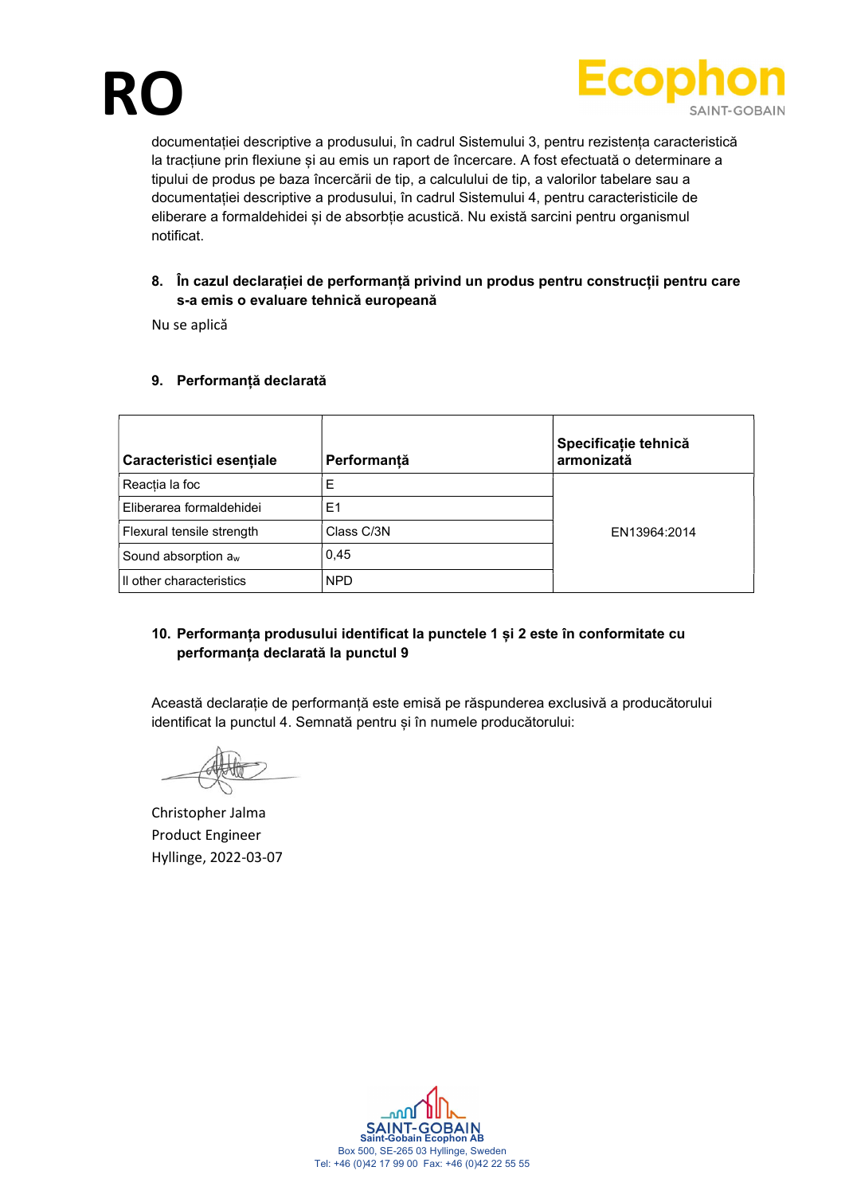documentației descriptive a produsului, în cadrul Sistemului 3, pentru rezistența caracteristică la tracțiune prin flexiune și au emis un raport de încercare. A fost efectuată o determinare a tipului de produs pe baza încercării de tip, a calculului de tip, a valorilor tabelare sau a documentației descriptive a produsului, în cadrul Sistemului 4, pentru caracteristicile de eliberare a formaldehidei și de absorbție acustică. Nu există sarcini pentru organismul notificat.

**8. În cazul declarației de performanță privind un produs pentru construcții pentru care s-a emis o evaluare tehnică europeană**

Nu se aplică

**9. Performanță declarată**

| Caracteristici esențiale | Performanță | Specificație tehnică armonizată |
|---|---|---|
| Reacția la foc | E | EN13964:2014 |
| Eliberarea formaldehidei | E1 | |
| Flexural tensile strength | Class C/3N | |
| Sound absorption $a_w$ | 0,45 | |
| ll other characteristics | NPD | |

**10. Performanța produsului identificat la punctele 1 și 2 este în conformitate cu performanța declarată la punctul 9**

Această declarație de performanță este emisă pe răspunderea exclusivă a producătorului identificat la punctul 4. Semnată pentru și în numele producătorului:

Christopher Jalma
Product Engineer
Hyllinge, 2022-03-07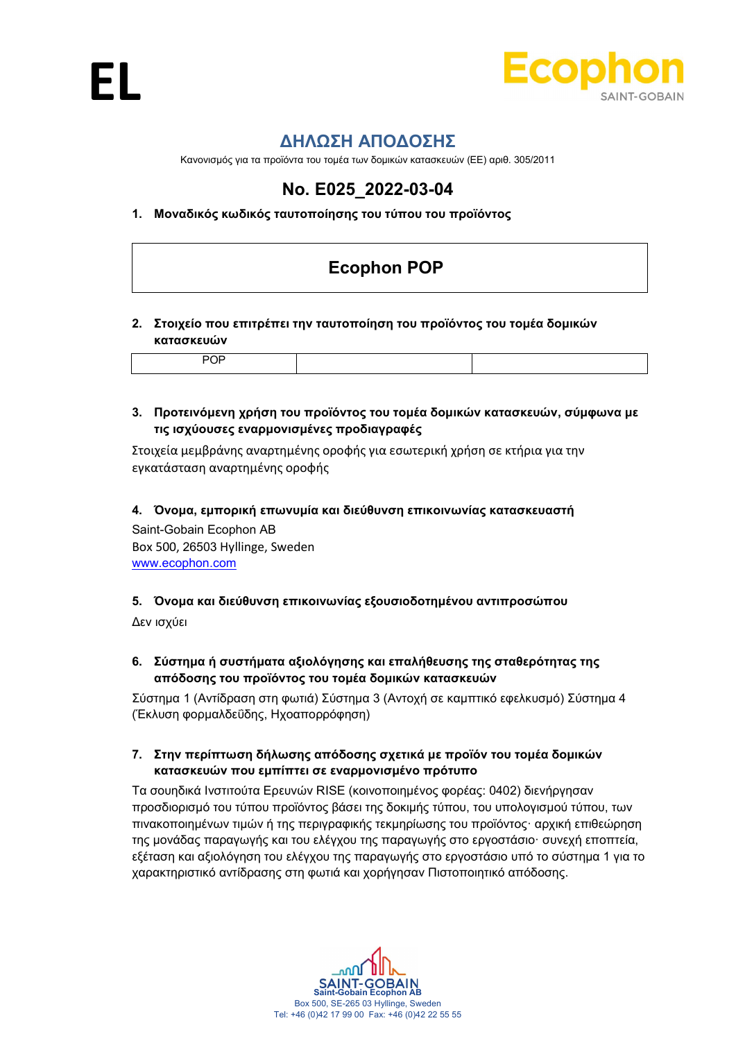EL

Ecophon
SAINT-GOBAIN

# ΔΗΛΩΣΗ ΑΠΟΔΟΣΗΣ

Κανονισμός για τα προϊόντα του τομέα των δομικών κατασκευών (ΕΕ) αριθ. 305/2011

## No. E025_2022-03-04

**1. Μοναδικός κωδικός ταυτοποίησης του τύπου του προϊόντος**

| Ecophon POP |
|---|

**2. Στοιχείο που επιτρέπει την ταυτοποίηση του προϊόντος του τομέα δομικών κατασκευών**

| POP | | |
|---|---|---|

**3. Προτεινόμενη χρήση του προϊόντος του τομέα δομικών κατασκευών, σύμφωνα με τις ισχύουσες εναρμονισμένες προδιαγραφές**

Στοιχεία μεμβράνης αναρτημένης οροφής για εσωτερική χρήση σε κτήρια για την εγκατάσταση αναρτημένης οροφής

**4. Όνομα, εμπορική επωνυμία και διεύθυνση επικοινωνίας κατασκευαστή**

Saint-Gobain Ecophon AB
Box 500, 26503 Hyllinge, Sweden
www.ecophon.com

**5. Όνομα και διεύθυνση επικοινωνίας εξουσιοδοτημένου αντιπροσώπου**

Δεν ισχύει

**6. Σύστημα ή συστήματα αξιολόγησης και επαλήθευσης της σταθερότητας της απόδοσης του προϊόντος του τομέα δομικών κατασκευών**

Σύστημα 1 (Αντίδραση στη φωτιά) Σύστημα 3 (Αντοχή σε καμπτικό εφελκυσμό) Σύστημα 4 (Έκλυση φορμαλδεΰδης, Ηχοαπορρόφηση)

**7. Στην περίπτωση δήλωσης απόδοσης σχετικά με προϊόν του τομέα δομικών κατασκευών που εμπίπτει σε εναρμονισμένο πρότυπο**

Τα σουηδικά Ινστιτούτα Ερευνών RISE (κοινοποιημένος φορέας: 0402) διενήργησαν προσδιορισμό του τύπου προϊόντος βάσει της δοκιμής τύπου, του υπολογισμού τύπου, των πινακοποιημένων τιμών ή της περιγραφικής τεκμηρίωσης του προϊόντος· αρχική επιθεώρηση της μονάδας παραγωγής και του ελέγχου της παραγωγής στο εργοστάσιο· συνεχή εποπτεία, εξέταση και αξιολόγηση του ελέγχου της παραγωγής στο εργοστάσιο υπό το σύστημα 1 για το χαρακτηριστικό αντίδρασης στη φωτιά και χορήγησαν Πιστοποιητικό απόδοσης.

SAINT-GOBAIN
Saint-Gobain Ecophon AB
Box 500, SE-265 03 Hyllinge, Sweden
Tel: +46 (0)42 17 99 00 Fax: +46 (0)42 22 55 55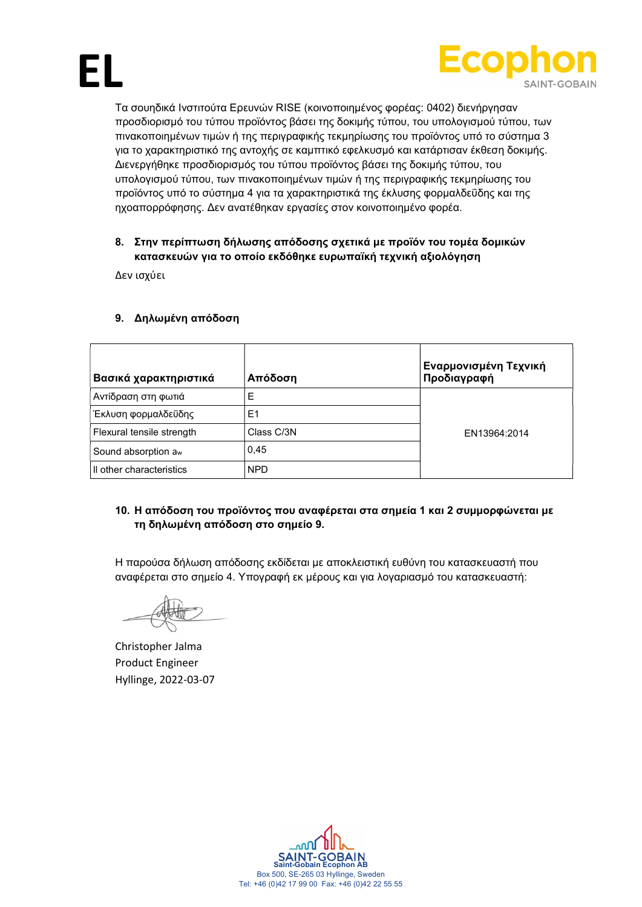Τα σουηδικά Ινστιτούτα Ερευνών RISE (κοινοποιημένος φορέας: 0402) διενήργησαν προσδιορισμό του τύπου προϊόντος βάσει της δοκιμής τύπου, του υπολογισμού τύπου, των πινακοποιημένων τιμών ή της περιγραφικής τεκμηρίωσης του προϊόντος υπό το σύστημα 3 για το χαρακτηριστικό της αντοχής σε καμπτικό εφελκυσμό και κατάρτισαν έκθεση δοκιμής. Διενεργήθηκε προσδιορισμός του τύπου προϊόντος βάσει της δοκιμής τύπου, του υπολογισμού τύπου, των πινακοποιημένων τιμών ή της περιγραφικής τεκμηρίωσης του προϊόντος υπό το σύστημα 4 για τα χαρακτηριστικά της έκλυσης φορμαλδεΰδης και της ηχοαπορρόφησης. Δεν ανατέθηκαν εργασίες στον κοινοποιημένο φορέα.

**8. Στην περίπτωση δήλωσης απόδοσης σχετικά με προϊόν του τομέα δομικών κατασκευών για το οποίο εκδόθηκε ευρωπαϊκή τεχνική αξιολόγηση**

Δεν ισχύει

**9. Δηλωμένη απόδοση**

| Βασικά χαρακτηριστικά | Απόδοση | Εναρμονισμένη Τεχνική Προδιαγραφή |
|---|---|---|
| Αντίδραση στη φωτιά | E | EN13964:2014 |
| Έκλυση φορμαλδεΰδης | E1 | |
| Flexural tensile strength | Class C/3N | |
| Sound absorption $a_w$ | 0,45 | |
| ll other characteristics | NPD | |

**10. Η απόδοση του προϊόντος που αναφέρεται στα σημεία 1 και 2 συμμορφώνεται με τη δηλωμένη απόδοση στο σημείο 9.**

Η παρούσα δήλωση απόδοσης εκδίδεται με αποκλειστική ευθύνη του κατασκευαστή που αναφέρεται στο σημείο 4. Υπογραφή εκ μέρους και για λογαριασμό του κατασκευαστή:

Christopher Jalma
Product Engineer
Hyllinge, 2022-03-07

Saint-Gobain Ecophon AB
Box 500, SE-265 03 Hyllinge, Sweden
Tel: +46 (0)42 17 99 00 Fax: +46 (0)42 22 55 55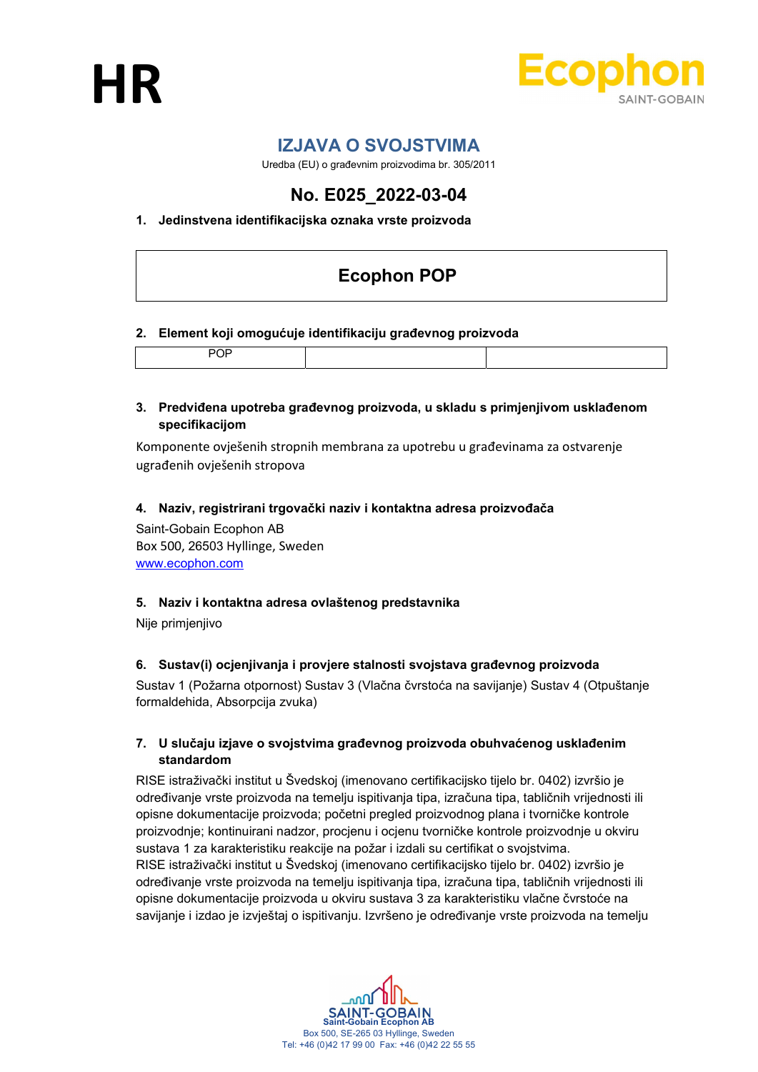HR

Ecophon
SAINT-GOBAIN

# IZJAVA O SVOJSTVIMA

Uredba (EU) o građevnim proizvodima br. 305/2011

## No. E025_2022-03-04

**1. Jedinstvena identifikacijska oznaka vrste proizvoda**

| Ecophon POP |
|---|

**2. Element koji omogućuje identifikaciju građevnog proizvoda**

| POP | | |
|---|---|---|

**3. Predviđena upotreba građevnog proizvoda, u skladu s primjenjivom usklađenom specifikacijom**

Komponente ovješenih stropnih membrana za upotrebu u građevinama za ostvarenje ugrađenih ovješenih stropova

**4. Naziv, registrirani trgovački naziv i kontaktna adresa proizvođača**

Saint-Gobain Ecophon AB
Box 500, 26503 Hyllinge, Sweden
www.ecophon.com

**5. Naziv i kontaktna adresa ovlaštenog predstavnika**

Nije primjenjivo

**6. Sustav(i) ocjenjivanja i provjere stalnosti svojstava građevnog proizvoda**

Sustav 1 (Požarna otpornost) Sustav 3 (Vlačna čvrstoća na savijanje) Sustav 4 (Otpuštanje formaldehida, Absorpcija zvuka)

**7. U slučaju izjave o svojstvima građevnog proizvoda obuhvaćenog usklađenim standardom**

RISE istraživački institut u Švedskoj (imenovano certifikacijsko tijelo br. 0402) izvršio je određivanje vrste proizvoda na temelju ispitivanja tipa, izračuna tipa, tabličnih vrijednosti ili opisne dokumentacije proizvoda; početni pregled proizvodnog plana i tvorničke kontrole proizvodnje; kontinuirani nadzor, procjenu i ocjenu tvorničke kontrole proizvodnje u okviru sustava 1 za karakteristiku reakcije na požar i izdali su certifikat o svojstvima.
RISE istraživački institut u Švedskoj (imenovano certifikacijsko tijelo br. 0402) izvršio je određivanje vrste proizvoda na temelju ispitivanja tipa, izračuna tipa, tabličnih vrijednosti ili opisne dokumentacije proizvoda u okviru sustava 3 za karakteristiku vlačne čvrstoće na savijanje i izdao je izvještaj o ispitivanju. Izvršeno je određivanje vrste proizvoda na temelju

SAINT-GOBAIN
Saint-Gobain Ecophon AB
Box 500, SE-265 03 Hyllinge, Sweden
Tel: +46 (0)42 17 99 00 Fax: +46 (0)42 22 55 55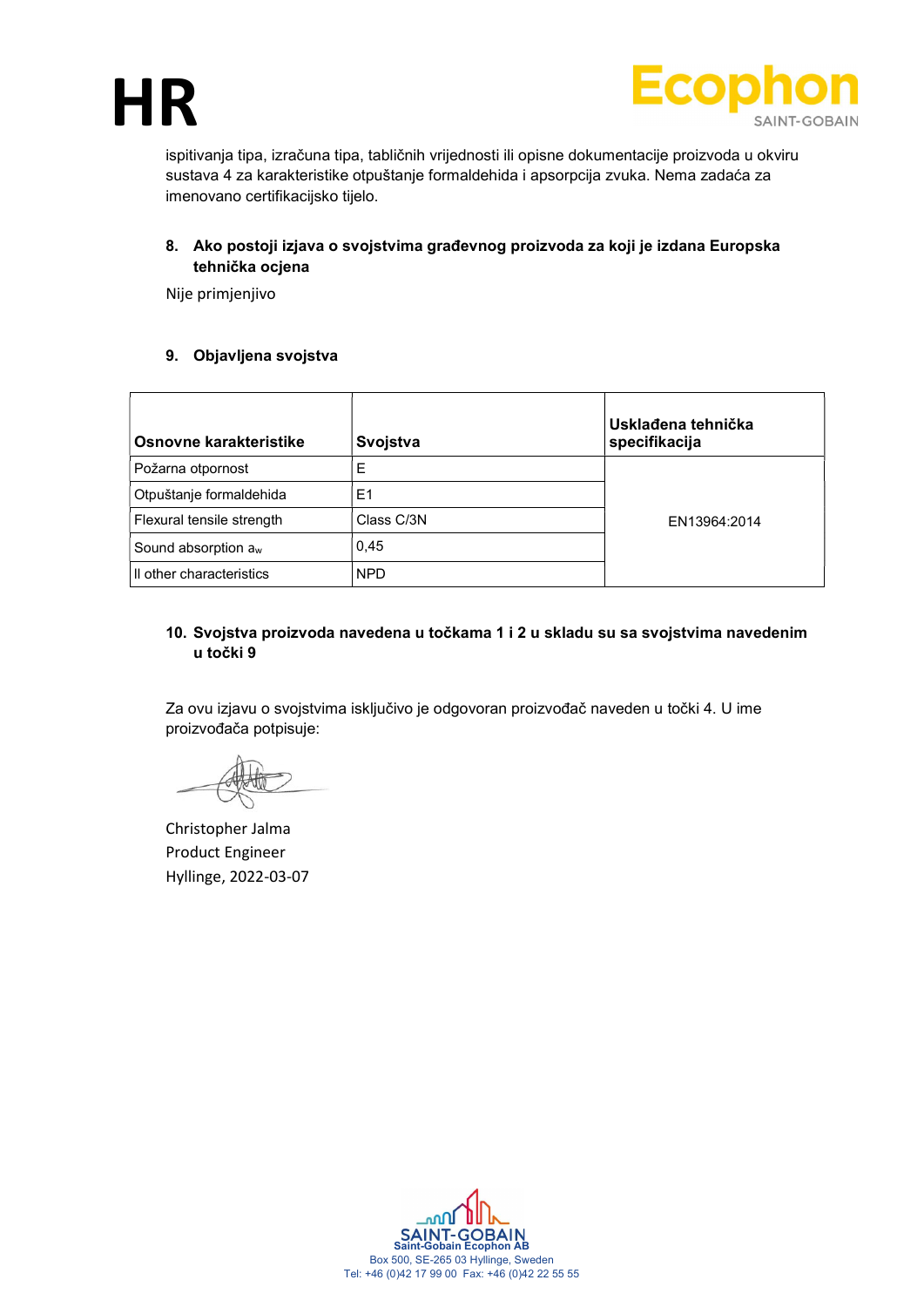ispitivanja tipa, izračuna tipa, tabličnih vrijednosti ili opisne dokumentacije proizvoda u okviru sustava 4 za karakteristike otpuštanje formaldehida i apsorpcija zvuka. Nema zadaća za imenovano certifikacijsko tijelo.

**8. Ako postoji izjava o svojstvima građevnog proizvoda za koji je izdana Europska tehnička ocjena**

Nije primjenjivo

**9. Objavljena svojstva**

| Osnovne karakteristike | Svojstva | Usklađena tehnička specifikacija |
|---|---|---|
| Požarna otpornost | E | EN13964:2014 |
| Otpuštanje formaldehida | E1 | |
| Flexural tensile strength | Class C/3N | |
| Sound absorption $a_w$ | 0,45 | |
| ll other characteristics | NPD | |

**10. Svojstva proizvoda navedena u točkama 1 i 2 u skladu su sa svojstvima navedenim u točki 9**

Za ovu izjavu o svojstvima isključivo je odgovoran proizvođač naveden u točki 4. U ime proizvođača potpisuje:

Christopher Jalma
Product Engineer
Hyllinge, 2022-03-07

Saint-Gobain Ecophon AB
Box 500, SE-265 03 Hyllinge, Sweden
Tel: +46 (0)42 17 99 00 Fax: +46 (0)42 22 55 55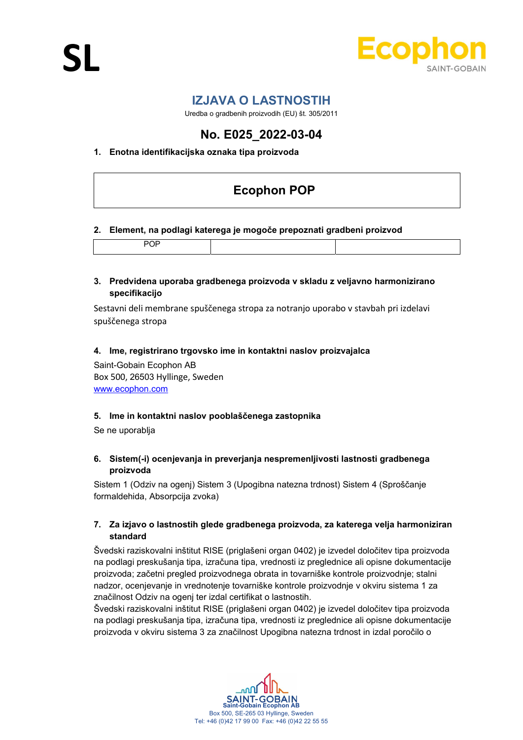SL

# IZJAVA O LASTNOSTIH

Uredba o gradbenih proizvodih (EU) št. 305/2011

## No. E025_2022-03-04

**1. Enotna identifikacijska oznaka tipa proizvoda**

| Ecophon POP |
|---|

**2. Element, na podlagi katerega je mogoče prepoznati gradbeni proizvod**

| POP | | |
|---|---|---|

**3. Predvidena uporaba gradbenega proizvoda v skladu z veljavno harmonizirano specifikacijo**

Sestavni deli membrane spuščenega stropa za notranjo uporabo v stavbah pri izdelavi spuščenega stropa

**4. Ime, registrirano trgovsko ime in kontaktni naslov proizvajalca**

Saint-Gobain Ecophon AB
Box 500, 26503 Hyllinge, Sweden
www.ecophon.com

**5. Ime in kontaktni naslov pooblaščenega zastopnika**

Se ne uporablja

**6. Sistem(-i) ocenjevanja in preverjanja nespremenljivosti lastnosti gradbenega proizvoda**

Sistem 1 (Odziv na ogenj) Sistem 3 (Upogibna natezna trdnost) Sistem 4 (Sproščanje formaldehida, Absorpcija zvoka)

**7. Za izjavo o lastnostih glede gradbenega proizvoda, za katerega velja harmoniziran standard**

Švedski raziskovalni inštitut RISE (priglašeni organ 0402) je izvedel določitev tipa proizvoda na podlagi preskušanja tipa, izračuna tipa, vrednosti iz preglednice ali opisne dokumentacije proizvoda; začetni pregled proizvodnega obrata in tovarniške kontrole proizvodnje; stalni nadzor, ocenjevanje in vrednotenje tovarniške kontrole proizvodnje v okviru sistema 1 za značilnost Odziv na ogenj ter izdal certifikat o lastnostih.
Švedski raziskovalni inštitut RISE (priglašeni organ 0402) je izvedel določitev tipa proizvoda na podlagi preskušanja tipa, izračuna tipa, vrednosti iz preglednice ali opisne dokumentacije proizvoda v okviru sistema 3 za značilnost Upogibna natezna trdnost in izdal poročilo o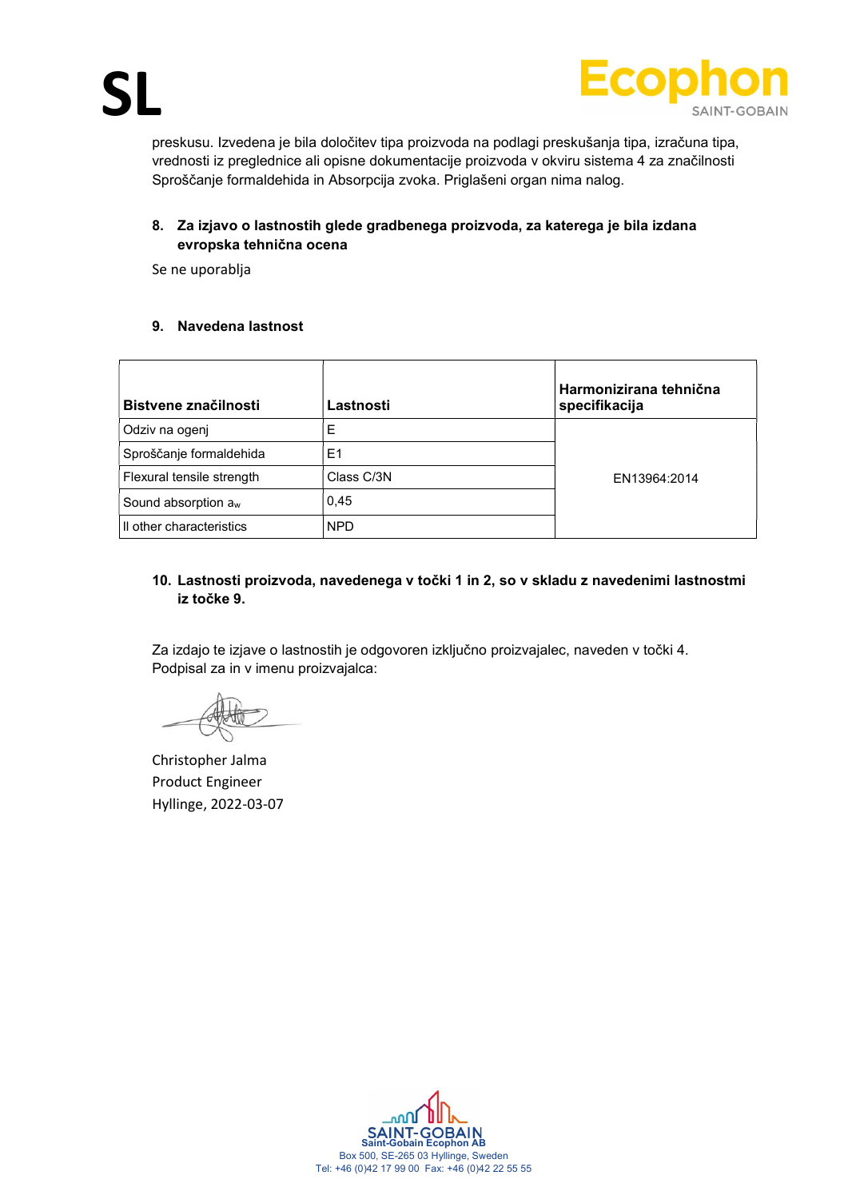preskusu. Izvedena je bila določitev tipa proizvoda na podlagi preskušanja tipa, izračuna tipa, vrednosti iz preglednice ali opisne dokumentacije proizvoda v okviru sistema 4 za značilnosti Sproščanje formaldehida in Absorpcija zvoka. Priglašeni organ nima nalog.

**8. Za izjavo o lastnostih glede gradbenega proizvoda, za katerega je bila izdana evropska tehnična ocena**

Se ne uporablja

**9. Navedena lastnost**

| Bistvene značilnosti | Lastnosti | Harmonizirana tehnična specifikacija |
|---|---|---|
| Odziv na ogenj | E | EN13964:2014 |
| Sproščanje formaldehida | E1 | |
| Flexural tensile strength | Class C/3N | |
| Sound absorption $a_w$ | 0,45 | |
| ll other characteristics | NPD | |

**10. Lastnosti proizvoda, navedenega v točki 1 in 2, so v skladu z navedenimi lastnostmi iz točke 9.**

Za izdajo te izjave o lastnostih je odgovoren izključno proizvajalec, naveden v točki 4.
Podpisal za in v imenu proizvajalca:

Christopher Jalma
Product Engineer
Hyllinge, 2022-03-07

Saint-Gobain Ecophon AB
Box 500, SE-265 03 Hyllinge, Sweden
Tel: +46 (0)42 17 99 00 Fax: +46 (0)42 22 55 55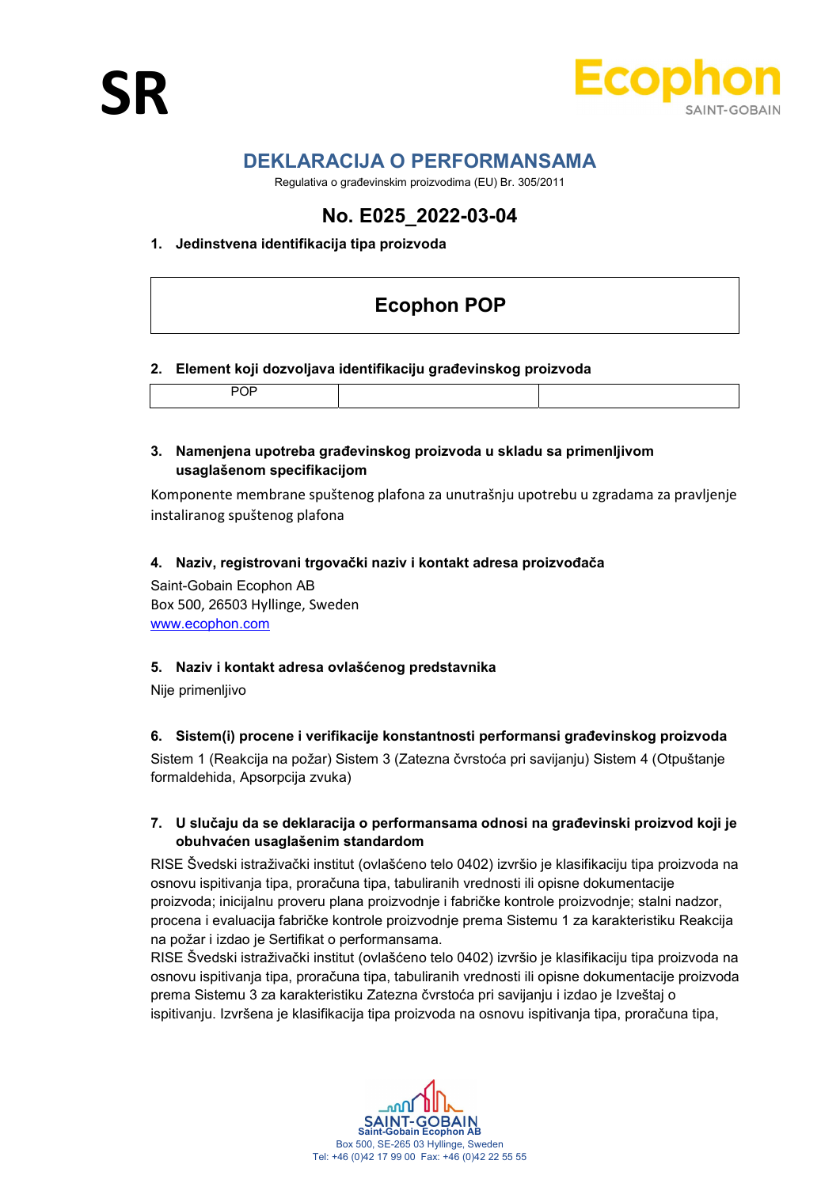SR

# DEKLARACIJA O PERFORMANSAMA

Regulativa o građevinskim proizvodima (EU) Br. 305/2011

## No. E025_2022-03-04

**1. Jedinstvena identifikacija tipa proizvoda**

| Ecophon POP |
|---|

**2. Element koji dozvoljava identifikaciju građevinskog proizvoda**

| POP | | |
|---|---|---|

**3. Namenjena upotreba građevinskog proizvoda u skladu sa primenljivom usaglašenom specifikacijom**

Komponente membrane spuštenog plafona za unutrašnju upotrebu u zgradama za pravljenje instaliranog spuštenog plafona

**4. Naziv, registrovani trgovački naziv i kontakt adresa proizvođača**

Saint-Gobain Ecophon AB
Box 500, 26503 Hyllinge, Sweden
www.ecophon.com

**5. Naziv i kontakt adresa ovlašćenog predstavnika**

Nije primenljivo

**6. Sistem(i) procene i verifikacije konstantnosti performansi građevinskog proizvoda**

Sistem 1 (Reakcija na požar) Sistem 3 (Zatezna čvrstoća pri savijanju) Sistem 4 (Otpuštanje formaldehida, Apsorpcija zvuka)

**7. U slučaju da se deklaracija o performansama odnosi na građevinski proizvod koji je obuhvaćen usaglašenim standardom**

RISE Švedski istraživački institut (ovlašćeno telo 0402) izvršio je klasifikaciju tipa proizvoda na osnovu ispitivanja tipa, proračuna tipa, tabuliranih vrednosti ili opisne dokumentacije proizvoda; inicijalnu proveru plana proizvodnje i fabričke kontrole proizvodnje; stalni nadzor, procena i evaluacija fabričke kontrole proizvodnje prema Sistemu 1 za karakteristiku Reakcija na požar i izdao je Sertifikat o performansama.
RISE Švedski istraživački institut (ovlašćeno telo 0402) izvršio je klasifikaciju tipa proizvoda na osnovu ispitivanja tipa, proračuna tipa, tabuliranih vrednosti ili opisne dokumentacije proizvoda prema Sistemu 3 za karakteristiku Zatezna čvrstoća pri savijanju i izdao je Izveštaj o ispitivanju. Izvršena je klasifikacija tipa proizvoda na osnovu ispitivanja tipa, proračuna tipa,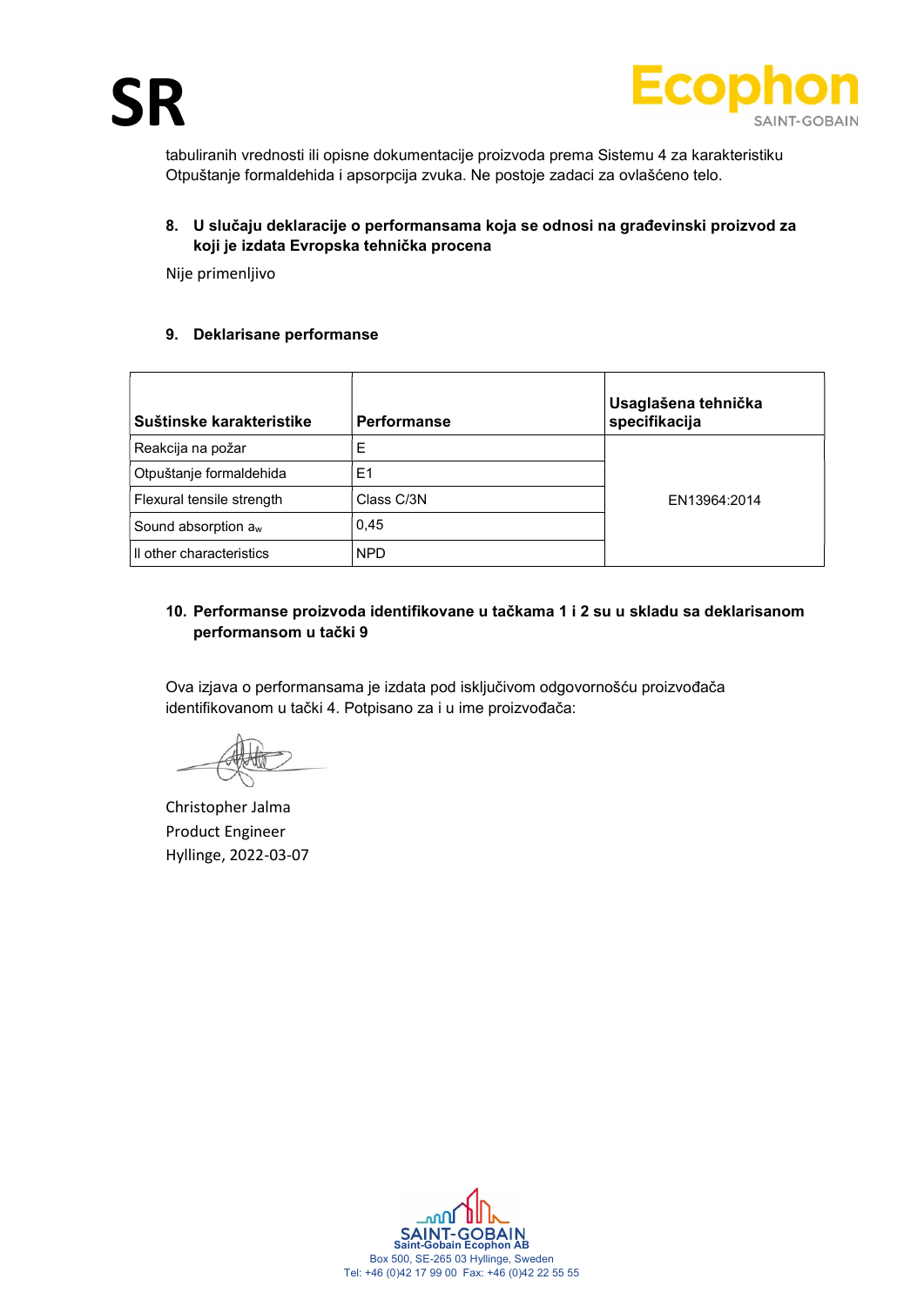tabuliranih vrednosti ili opisne dokumentacije proizvoda prema Sistemu 4 za karakteristiku Otpuštanje formaldehida i apsorpcija zvuka. Ne postoje zadaci za ovlašćeno telo.

**8. U slučaju deklaracije o performansama koja se odnosi na građevinski proizvod za koji je izdata Evropska tehnička procena**

Nije primenljivo

**9. Deklarisane performanse**

| Suštinske karakteristike | Performanse | Usaglašena tehnička specifikacija |
|---|---|---|
| Reakcija na požar | E | EN13964:2014 |
| Otpuštanje formaldehida | E1 | |
| Flexural tensile strength | Class C/3N | |
| Sound absorption $a_w$ | 0,45 | |
| ll other characteristics | NPD | |

**10. Performanse proizvoda identifikovane u tačkama 1 i 2 su u skladu sa deklarisanom performansom u tački 9**

Ova izjava o performansama je izdata pod isključivom odgovornošću proizvođača identifikovanom u tački 4. Potpisano za i u ime proizvođača:

Christopher Jalma
Product Engineer
Hyllinge, 2022-03-07

Saint-Gobain Ecophon AB
Box 500, SE-265 03 Hyllinge, Sweden
Tel: +46 (0)42 17 99 00 Fax: +46 (0)42 22 55 55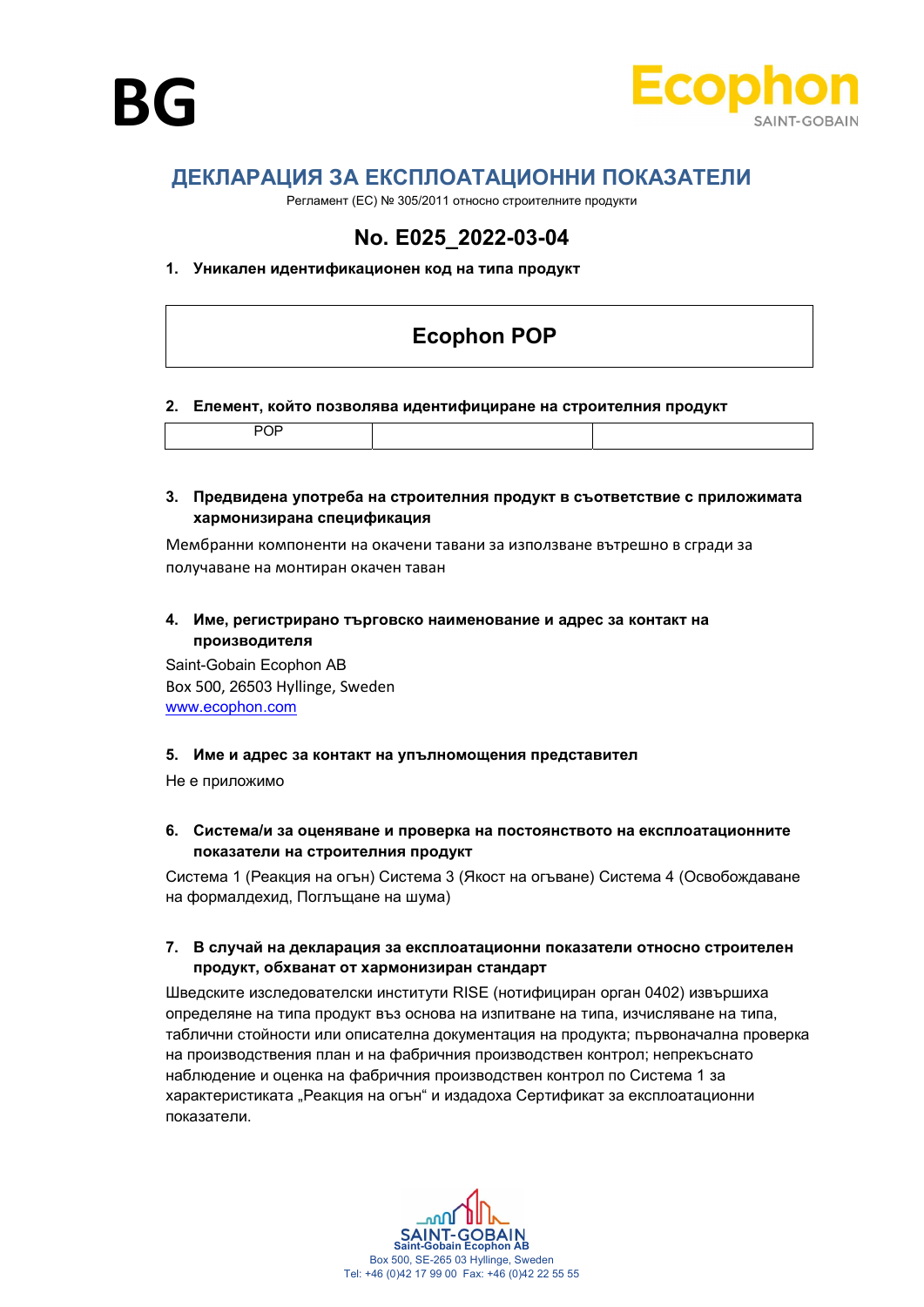BG

Ecophon
SAINT-GOBAIN

# ДЕКЛАРАЦИЯ ЗА ЕКСПЛОАТАЦИОННИ ПОКАЗАТЕЛИ

Регламент (ЕС) № 305/2011 относно строителните продукти

## No. E025_2022-03-04

**1. Уникален идентификационен код на типа продукт**

| Ecophon POP |
|---|

**2. Елемент, който позволява идентифициране на строителния продукт**

| POP | | |
|---|---|---|

**3. Предвидена употреба на строителния продукт в съответствие с приложимата хармонизирана спецификация**

Мембранни компоненти на окачени тавани за използване вътрешно в сгради за получаване на монтиран окачен таван

**4. Име, регистрирано търговско наименование и адрес за контакт на производителя**

Saint-Gobain Ecophon AB
Box 500, 26503 Hyllinge, Sweden
www.ecophon.com

**5. Име и адрес за контакт на упълномощения представител**

Не е приложимо

**6. Система/и за оценяване и проверка на постоянството на експлоатационните показатели на строителния продукт**

Система 1 (Реакция на огън) Система 3 (Якост на огъване) Система 4 (Освобождаване на формалдехид, Поглъщане на шума)

**7. В случай на декларация за експлоатационни показатели относно строителен продукт, обхванат от хармонизиран стандарт**

Шведските изследователски институти RISE (нотифициран орган 0402) извършиха определяне на типа продукт въз основа на изпитване на типа, изчисляване на типа, таблични стойности или описателна документация на продукта; първоначална проверка на производствения план и на фабричния производствен контрол; непрекъснато наблюдение и оценка на фабричния производствен контрол по Система 1 за характеристиката „Реакция на огън“ и издадоха Сертификат за експлоатационни показатели.

SAINT-GOBAIN
Saint-Gobain Ecophon AB
Box 500, SE-265 03 Hyllinge, Sweden
Tel: +46 (0)42 17 99 00 Fax: +46 (0)42 22 55 55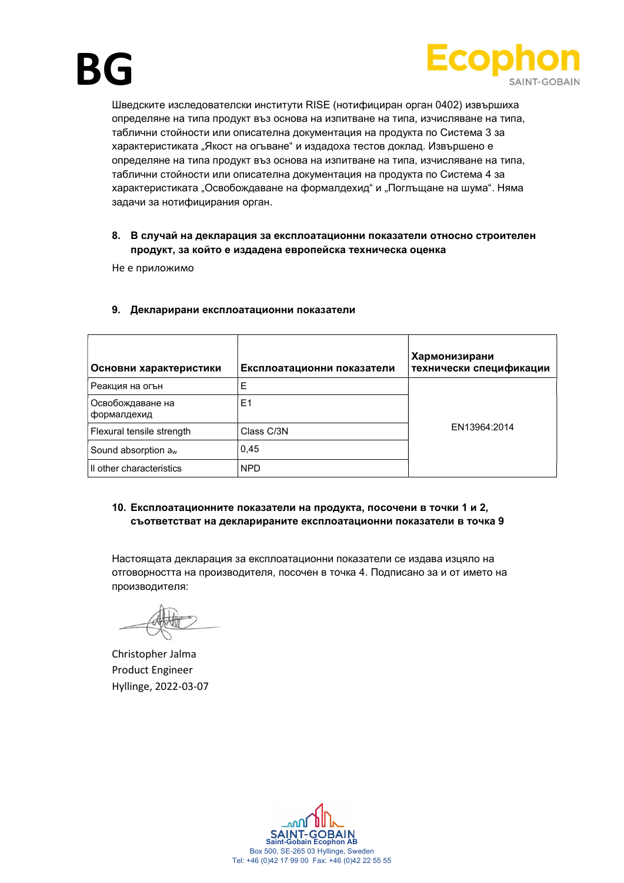Шведските изследователски институти RISE (нотифициран орган 0402) извършиха определяне на типа продукт въз основа на изпитване на типа, изчисляване на типа, таблични стойности или описателна документация на продукта по Система 3 за характеристиката „Якост на огъване" и издадоха тестов доклад. Извършено е определяне на типа продукт въз основа на изпитване на типа, изчисляване на типа, таблични стойности или описателна документация на продукта по Система 4 за характеристиката „Освобождаване на формалдехид" и „Поглъщане на шума". Няма задачи за нотифицирания орган.

**8. В случай на декларация за експлоатационни показатели относно строителен продукт, за който е издадена европейска техническа оценка**

Не е приложимо

**9. Декларирани експлоатационни показатели**

| Основни характеристики | Експлоатационни показатели | Хармонизирани технически спецификации |
|---|---|---|
| Реакция на огън | E | EN13964:2014 |
| Освобождаване на формалдехид | E1 | |
| Flexural tensile strength | Class C/3N | |
| Sound absorption $a_w$ | 0,45 | |
| ll other characteristics | NPD | |

**10. Експлоатационните показатели на продукта, посочени в точки 1 и 2, съответстват на декларираните експлоатационни показатели в точка 9**

Настоящата декларация за експлоатационни показатели се издава изцяло на отговорността на производителя, посочен в точка 4. Подписано за и от името на производителя:

Christopher Jalma
Product Engineer
Hyllinge, 2022-03-07

Saint-Gobain Ecophon AB
Box 500, SE-265 03 Hyllinge, Sweden
Tel: +46 (0)42 17 99 00 Fax: +46 (0)42 22 55 55